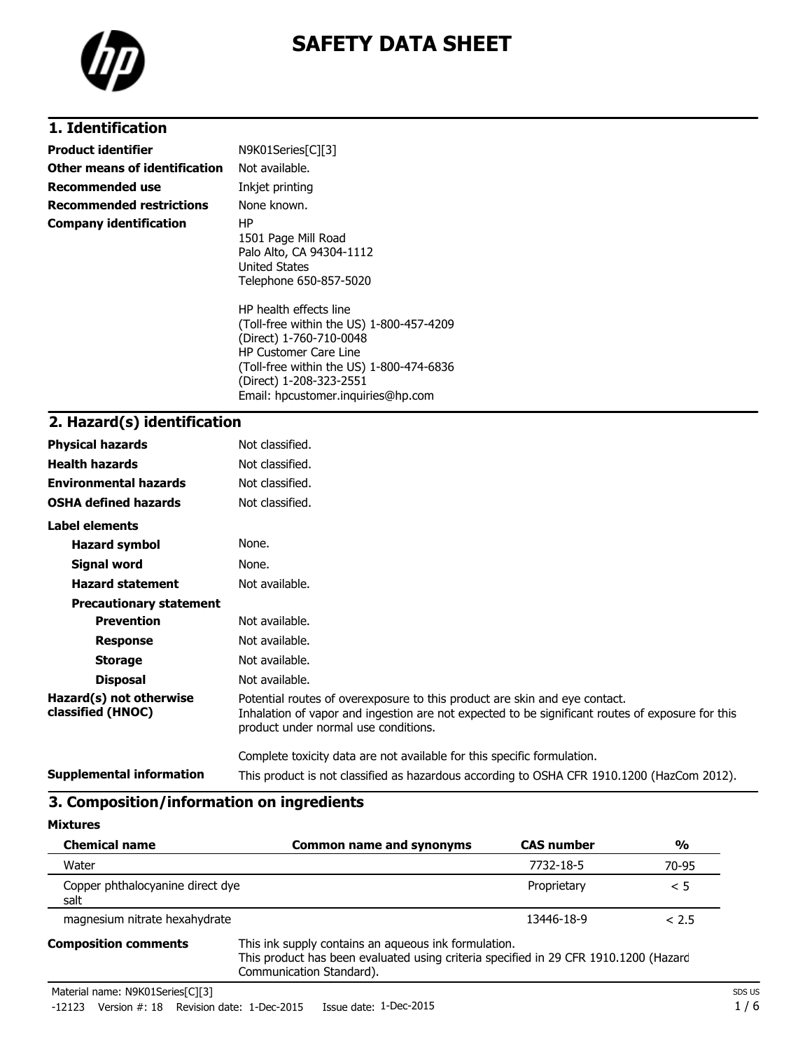# SAFETY DATA SHEET

## 1. Identification

| | |
|---|---|
| **Product identifier** | N9K01Series[C][3] |
| **Other means of identification** | Not available. |
| **Recommended use** | Inkjet printing |
| **Recommended restrictions** | None known. |
| **Company identification** | HP<br>1501 Page Mill Road<br>Palo Alto, CA 94304-1112<br>United States<br>Telephone 650-857-5020<br><br>HP health effects line<br>(Toll-free within the US) 1-800-457-4209<br>(Direct) 1-760-710-0048<br>HP Customer Care Line<br>(Toll-free within the US) 1-800-474-6836<br>(Direct) 1-208-323-2551<br>Email: hpcustomer.inquiries@hp.com |

## 2. Hazard(s) identification

| | |
|---|---|
| **Physical hazards** | Not classified. |
| **Health hazards** | Not classified. |
| **Environmental hazards** | Not classified. |
| **OSHA defined hazards** | Not classified. |

**Label elements**

| | |
|---|---|
| **Hazard symbol** | None. |
| **Signal word** | None. |
| **Hazard statement** | Not available. |

**Precautionary statement**

| | |
|---|---|
| **Prevention** | Not available. |
| **Response** | Not available. |
| **Storage** | Not available. |
| **Disposal** | Not available. |

**Hazard(s) not otherwise classified (HNOC)**

Potential routes of overexposure to this product are skin and eye contact.
Inhalation of vapor and ingestion are not expected to be significant routes of exposure for this product under normal use conditions.

Complete toxicity data are not available for this specific formulation.

**Supplemental information**

This product is not classified as hazardous according to OSHA CFR 1910.1200 (HazCom 2012).

## 3. Composition/information on ingredients

**Mixtures**

| Chemical name | Common name and synonyms | CAS number | % |
|---|---|---|---|
| Water | | 7732-18-5 | 70-95 |
| Copper phthalocyanine direct dye salt | | Proprietary | < 5 |
| magnesium nitrate hexahydrate | | 13446-18-9 | < 2.5 |

**Composition comments**

This ink supply contains an aqueous ink formulation.
This product has been evaluated using criteria specified in 29 CFR 1910.1200 (Hazard Communication Standard).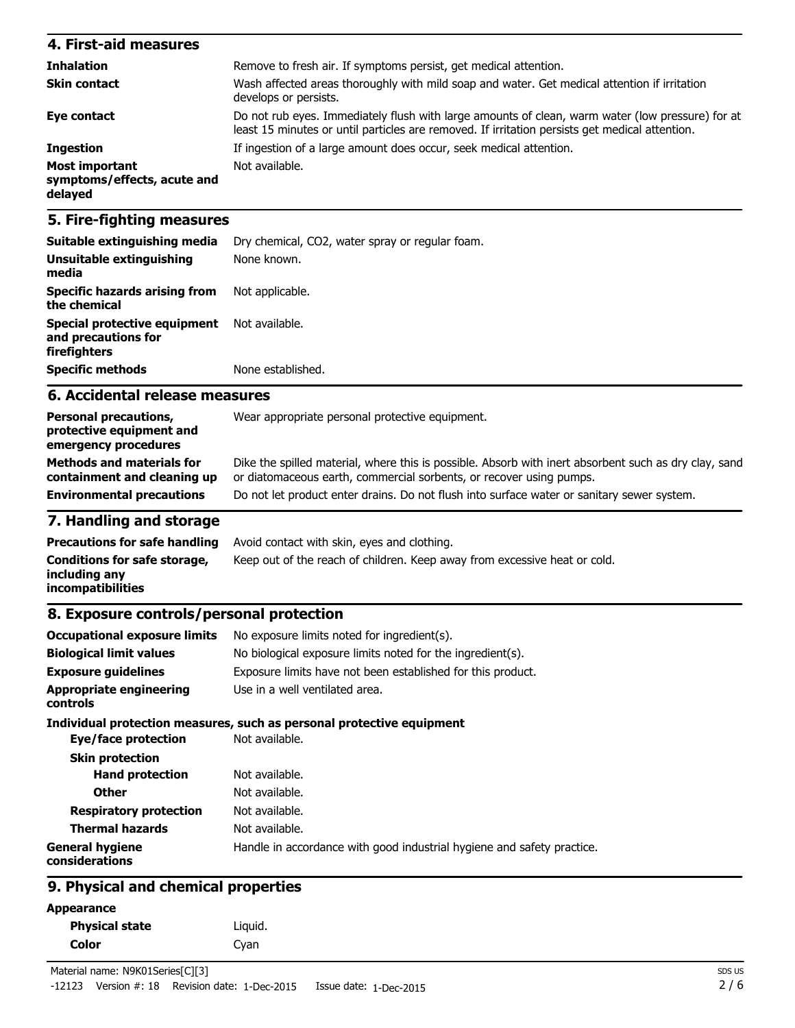## 4. First-aid measures

| | |
|---|---|
| **Inhalation** | Remove to fresh air. If symptoms persist, get medical attention. |
| **Skin contact** | Wash affected areas thoroughly with mild soap and water. Get medical attention if irritation develops or persists. |
| **Eye contact** | Do not rub eyes. Immediately flush with large amounts of clean, warm water (low pressure) for at least 15 minutes or until particles are removed. If irritation persists get medical attention. |
| **Ingestion** | If ingestion of a large amount does occur, seek medical attention. |
| **Most important symptoms/effects, acute and delayed** | Not available. |

## 5. Fire-fighting measures

| | |
|---|---|
| **Suitable extinguishing media** | Dry chemical, CO2, water spray or regular foam. |
| **Unsuitable extinguishing media** | None known. |
| **Specific hazards arising from the chemical** | Not applicable. |
| **Special protective equipment and precautions for firefighters** | Not available. |
| **Specific methods** | None established. |

## 6. Accidental release measures

| | |
|---|---|
| **Personal precautions, protective equipment and emergency procedures** | Wear appropriate personal protective equipment. |
| **Methods and materials for containment and cleaning up** | Dike the spilled material, where this is possible. Absorb with inert absorbent such as dry clay, sand or diatomaceous earth, commercial sorbents, or recover using pumps. |
| **Environmental precautions** | Do not let product enter drains. Do not flush into surface water or sanitary sewer system. |

## 7. Handling and storage

| | |
|---|---|
| **Precautions for safe handling** | Avoid contact with skin, eyes and clothing. |
| **Conditions for safe storage, including any incompatibilities** | Keep out of the reach of children. Keep away from excessive heat or cold. |

## 8. Exposure controls/personal protection

| | |
|---|---|
| **Occupational exposure limits** | No exposure limits noted for ingredient(s). |
| **Biological limit values** | No biological exposure limits noted for the ingredient(s). |
| **Exposure guidelines** | Exposure limits have not been established for this product. |
| **Appropriate engineering controls** | Use in a well ventilated area. |

**Individual protection measures, such as personal protective equipment**

| | |
|---|---|
| **Eye/face protection** | Not available. |
| **Skin protection** | |
| **Hand protection** | Not available. |
| **Other** | Not available. |
| **Respiratory protection** | Not available. |
| **Thermal hazards** | Not available. |
| **General hygiene considerations** | Handle in accordance with good industrial hygiene and safety practice. |

## 9. Physical and chemical properties

**Appearance**

| | |
|---|---|
| **Physical state** | Liquid. |
| **Color** | Cyan |

Material name: N9K01Series[C][3]

-12123 Version #: 18 Revision date: 1-Dec-2015 Issue date: 1-Dec-2015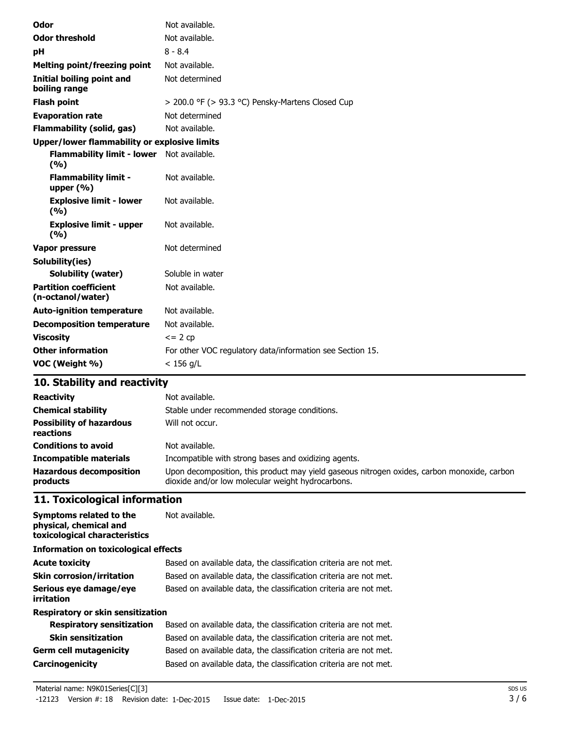| | |
|---|---|
| **Odor** | Not available. |
| **Odor threshold** | Not available. |
| **pH** | 8 - 8.4 |
| **Melting point/freezing point** | Not available. |
| **Initial boiling point and boiling range** | Not determined |
| **Flash point** | > 200.0 °F (> 93.3 °C) Pensky-Martens Closed Cup |
| **Evaporation rate** | Not determined |
| **Flammability (solid, gas)** | Not available. |
| **Upper/lower flammability or explosive limits** | |
| **Flammability limit - lower (%)** | Not available. |
| **Flammability limit - upper (%)** | Not available. |
| **Explosive limit - lower (%)** | Not available. |
| **Explosive limit - upper (%)** | Not available. |
| **Vapor pressure** | Not determined |
| **Solubility(ies)** | |
| **Solubility (water)** | Soluble in water |
| **Partition coefficient (n-octanol/water)** | Not available. |
| **Auto-ignition temperature** | Not available. |
| **Decomposition temperature** | Not available. |
| **Viscosity** | <= 2 cp |
| **Other information** | For other VOC regulatory data/information see Section 15. |
| **VOC (Weight %)** | < 156 g/L |

## 10. Stability and reactivity

| | |
|---|---|
| **Reactivity** | Not available. |
| **Chemical stability** | Stable under recommended storage conditions. |
| **Possibility of hazardous reactions** | Will not occur. |
| **Conditions to avoid** | Not available. |
| **Incompatible materials** | Incompatible with strong bases and oxidizing agents. |
| **Hazardous decomposition products** | Upon decomposition, this product may yield gaseous nitrogen oxides, carbon monoxide, carbon dioxide and/or low molecular weight hydrocarbons. |

## 11. Toxicological information

| | |
|---|---|
| **Symptoms related to the physical, chemical and toxicological characteristics** | Not available. |
| **Information on toxicological effects** | |
| **Acute toxicity** | Based on available data, the classification criteria are not met. |
| **Skin corrosion/irritation** | Based on available data, the classification criteria are not met. |
| **Serious eye damage/eye irritation** | Based on available data, the classification criteria are not met. |
| **Respiratory or skin sensitization** | |
| **Respiratory sensitization** | Based on available data, the classification criteria are not met. |
| **Skin sensitization** | Based on available data, the classification criteria are not met. |
| **Germ cell mutagenicity** | Based on available data, the classification criteria are not met. |
| **Carcinogenicity** | Based on available data, the classification criteria are not met. |

Material name: N9K01Series[C][3]
-12123 Version #: 18 Revision date: 1-Dec-2015 Issue date: 1-Dec-2015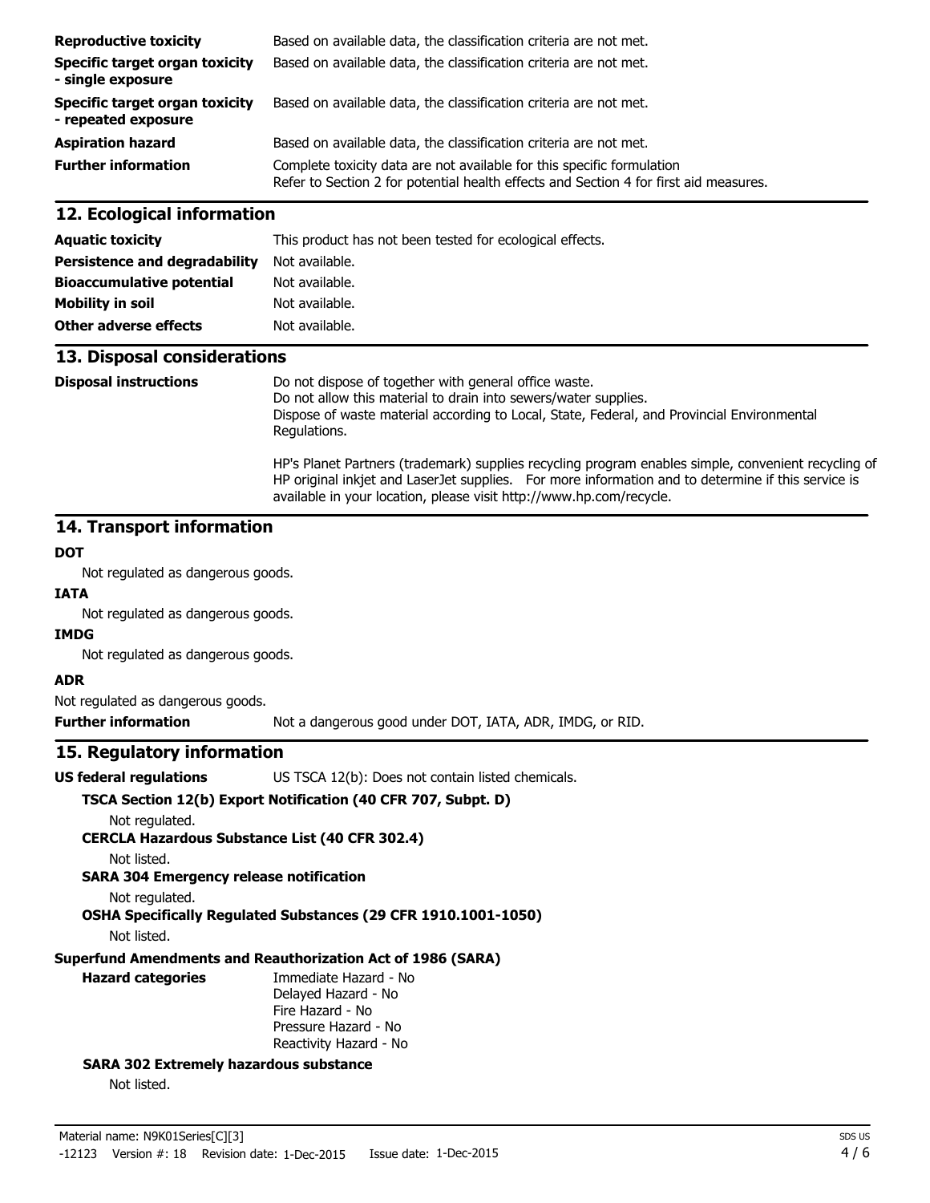| | |
|---|---|
| **Reproductive toxicity** | Based on available data, the classification criteria are not met. |
| **Specific target organ toxicity - single exposure** | Based on available data, the classification criteria are not met. |
| **Specific target organ toxicity - repeated exposure** | Based on available data, the classification criteria are not met. |
| **Aspiration hazard** | Based on available data, the classification criteria are not met. |
| **Further information** | Complete toxicity data are not available for this specific formulation<br>Refer to Section 2 for potential health effects and Section 4 for first aid measures. |

## 12. Ecological information

| | |
|---|---|
| **Aquatic toxicity** | This product has not been tested for ecological effects. |
| **Persistence and degradability** | Not available. |
| **Bioaccumulative potential** | Not available. |
| **Mobility in soil** | Not available. |
| **Other adverse effects** | Not available. |

## 13. Disposal considerations

**Disposal instructions**

Do not dispose of together with general office waste.
Do not allow this material to drain into sewers/water supplies.
Dispose of waste material according to Local, State, Federal, and Provincial Environmental Regulations.

HP's Planet Partners (trademark) supplies recycling program enables simple, convenient recycling of HP original inkjet and LaserJet supplies. For more information and to determine if this service is available in your location, please visit http://www.hp.com/recycle.

## 14. Transport information

**DOT**

Not regulated as dangerous goods.

**IATA**

Not regulated as dangerous goods.

**IMDG**

Not regulated as dangerous goods.

**ADR**

Not regulated as dangerous goods.

**Further information** Not a dangerous good under DOT, IATA, ADR, IMDG, or RID.

## 15. Regulatory information

**US federal regulations** US TSCA 12(b): Does not contain listed chemicals.

**TSCA Section 12(b) Export Notification (40 CFR 707, Subpt. D)**

Not regulated.

**CERCLA Hazardous Substance List (40 CFR 302.4)**

Not listed.

**SARA 304 Emergency release notification**

Not regulated.

**OSHA Specifically Regulated Substances (29 CFR 1910.1001-1050)**

Not listed.

**Superfund Amendments and Reauthorization Act of 1986 (SARA)**

**Hazard categories**

Immediate Hazard - No
Delayed Hazard - No
Fire Hazard - No
Pressure Hazard - No
Reactivity Hazard - No

**SARA 302 Extremely hazardous substance**

Not listed.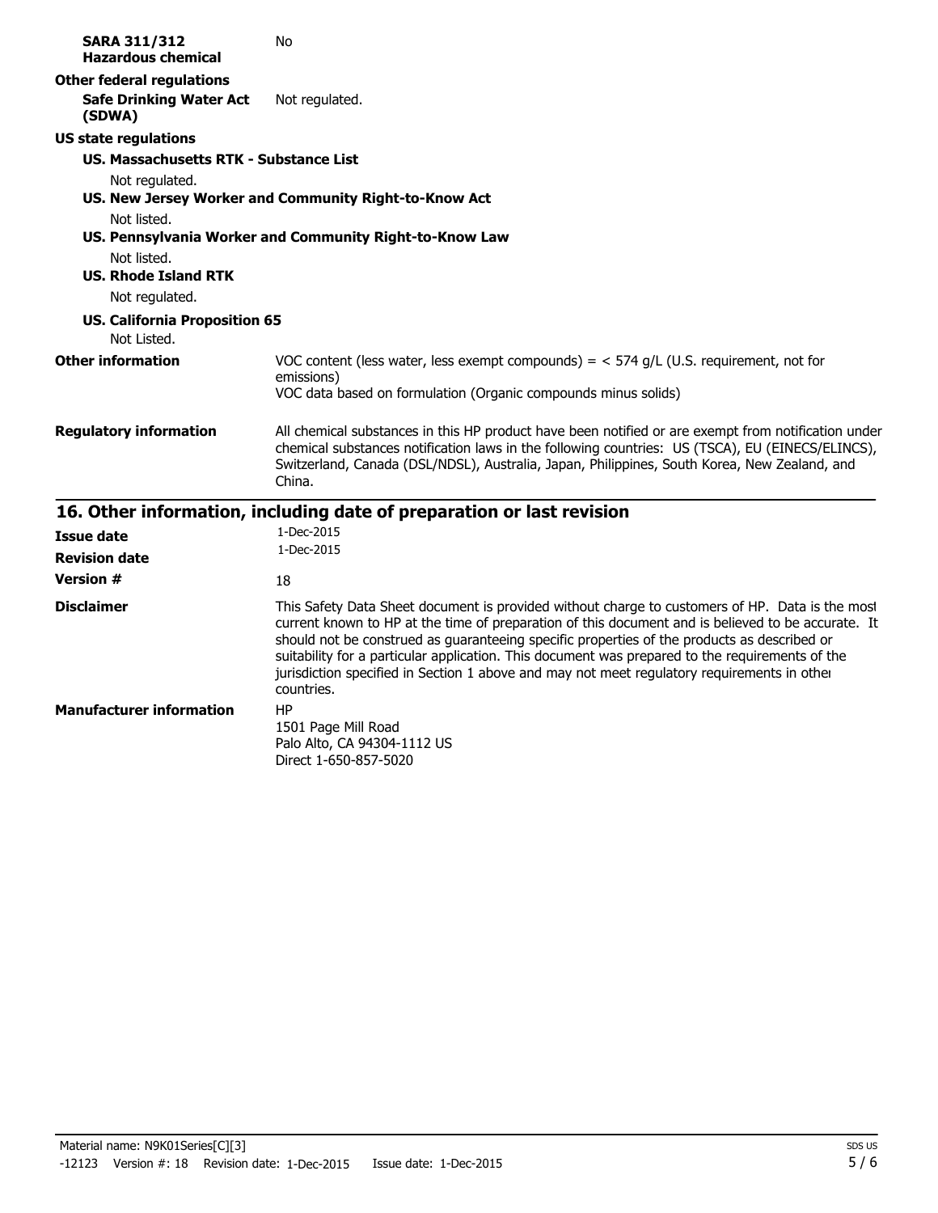**SARA 311/312 Hazardous chemical** No

**Other federal regulations**

**Safe Drinking Water Act (SDWA)** Not regulated.

**US state regulations**

**US. Massachusetts RTK - Substance List**

Not regulated.

**US. New Jersey Worker and Community Right-to-Know Act**

Not listed.

**US. Pennsylvania Worker and Community Right-to-Know Law**

Not listed.

**US. Rhode Island RTK**

Not regulated.

**US. California Proposition 65**

Not Listed.

**Other information** VOC content (less water, less exempt compounds) = < 574 g/L (U.S. requirement, not for emissions)
VOC data based on formulation (Organic compounds minus solids)

**Regulatory information** All chemical substances in this HP product have been notified or are exempt from notification under chemical substances notification laws in the following countries: US (TSCA), EU (EINECS/ELINCS), Switzerland, Canada (DSL/NDSL), Australia, Japan, Philippines, South Korea, New Zealand, and China.

## 16. Other information, including date of preparation or last revision

**Issue date** 1-Dec-2015

**Revision date** 1-Dec-2015

**Version #** 18

**Disclaimer** This Safety Data Sheet document is provided without charge to customers of HP. Data is the most current known to HP at the time of preparation of this document and is believed to be accurate. It should not be construed as guaranteeing specific properties of the products as described or suitability for a particular application. This document was prepared to the requirements of the jurisdiction specified in Section 1 above and may not meet regulatory requirements in other countries.

**Manufacturer information** HP
1501 Page Mill Road
Palo Alto, CA 94304-1112 US
Direct 1-650-857-5020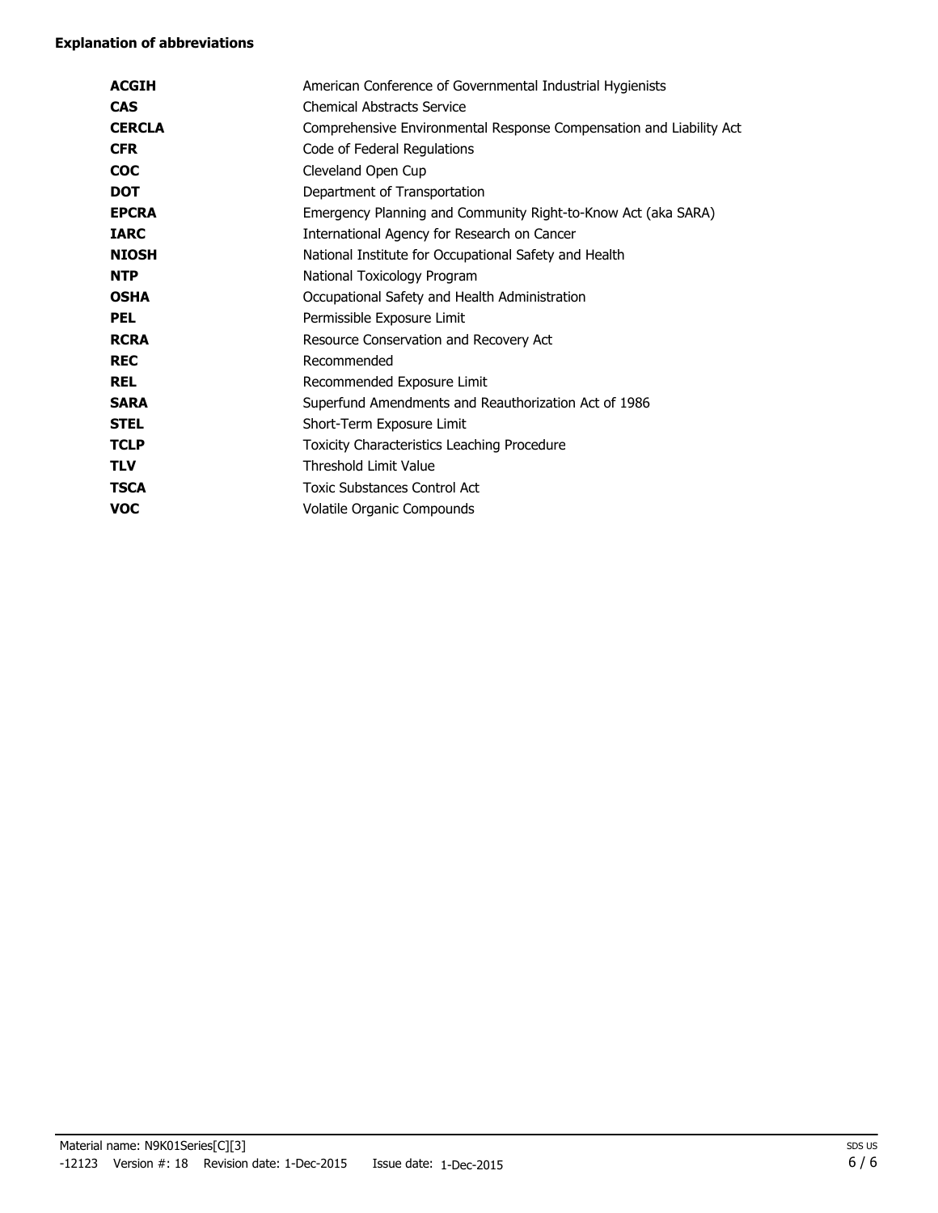**Explanation of abbreviations**

| | |
|---|---|
| **ACGIH** | American Conference of Governmental Industrial Hygienists |
| **CAS** | Chemical Abstracts Service |
| **CERCLA** | Comprehensive Environmental Response Compensation and Liability Act |
| **CFR** | Code of Federal Regulations |
| **COC** | Cleveland Open Cup |
| **DOT** | Department of Transportation |
| **EPCRA** | Emergency Planning and Community Right-to-Know Act (aka SARA) |
| **IARC** | International Agency for Research on Cancer |
| **NIOSH** | National Institute for Occupational Safety and Health |
| **NTP** | National Toxicology Program |
| **OSHA** | Occupational Safety and Health Administration |
| **PEL** | Permissible Exposure Limit |
| **RCRA** | Resource Conservation and Recovery Act |
| **REC** | Recommended |
| **REL** | Recommended Exposure Limit |
| **SARA** | Superfund Amendments and Reauthorization Act of 1986 |
| **STEL** | Short-Term Exposure Limit |
| **TCLP** | Toxicity Characteristics Leaching Procedure |
| **TLV** | Threshold Limit Value |
| **TSCA** | Toxic Substances Control Act |
| **VOC** | Volatile Organic Compounds |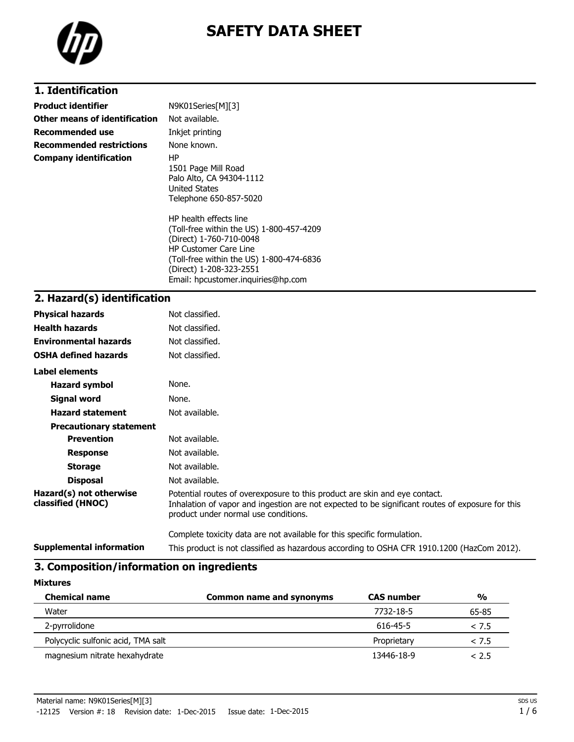# SAFETY DATA SHEET

## 1. Identification

| | |
|---|---|
| **Product identifier** | N9K01Series[M][3] |
| **Other means of identification** | Not available. |
| **Recommended use** | Inkjet printing |
| **Recommended restrictions** | None known. |
| **Company identification** | HP<br>1501 Page Mill Road<br>Palo Alto, CA 94304-1112<br>United States<br>Telephone 650-857-5020<br><br>HP health effects line<br>(Toll-free within the US) 1-800-457-4209<br>(Direct) 1-760-710-0048<br>HP Customer Care Line<br>(Toll-free within the US) 1-800-474-6836<br>(Direct) 1-208-323-2551<br>Email: hpcustomer.inquiries@hp.com |

## 2. Hazard(s) identification

| | |
|---|---|
| **Physical hazards** | Not classified. |
| **Health hazards** | Not classified. |
| **Environmental hazards** | Not classified. |
| **OSHA defined hazards** | Not classified. |

**Label elements**

| | |
|---|---|
| **Hazard symbol** | None. |
| **Signal word** | None. |
| **Hazard statement** | Not available. |

**Precautionary statement**

| | |
|---|---|
| **Prevention** | Not available. |
| **Response** | Not available. |
| **Storage** | Not available. |
| **Disposal** | Not available. |

**Hazard(s) not otherwise classified (HNOC)**

Potential routes of overexposure to this product are skin and eye contact.
Inhalation of vapor and ingestion are not expected to be significant routes of exposure for this product under normal use conditions.

Complete toxicity data are not available for this specific formulation.

**Supplemental information**

This product is not classified as hazardous according to OSHA CFR 1910.1200 (HazCom 2012).

## 3. Composition/information on ingredients

**Mixtures**

| Chemical name | Common name and synonyms | CAS number | % |
|---|---|---|---|
| Water | | 7732-18-5 | 65-85 |
| 2-pyrrolidone | | 616-45-5 | < 7.5 |
| Polycyclic sulfonic acid, TMA salt | | Proprietary | < 7.5 |
| magnesium nitrate hexahydrate | | 13446-18-9 | < 2.5 |

Material name: N9K01Series[M][3]
-12125 Version #: 18 Revision date: 1-Dec-2015 Issue date: 1-Dec-2015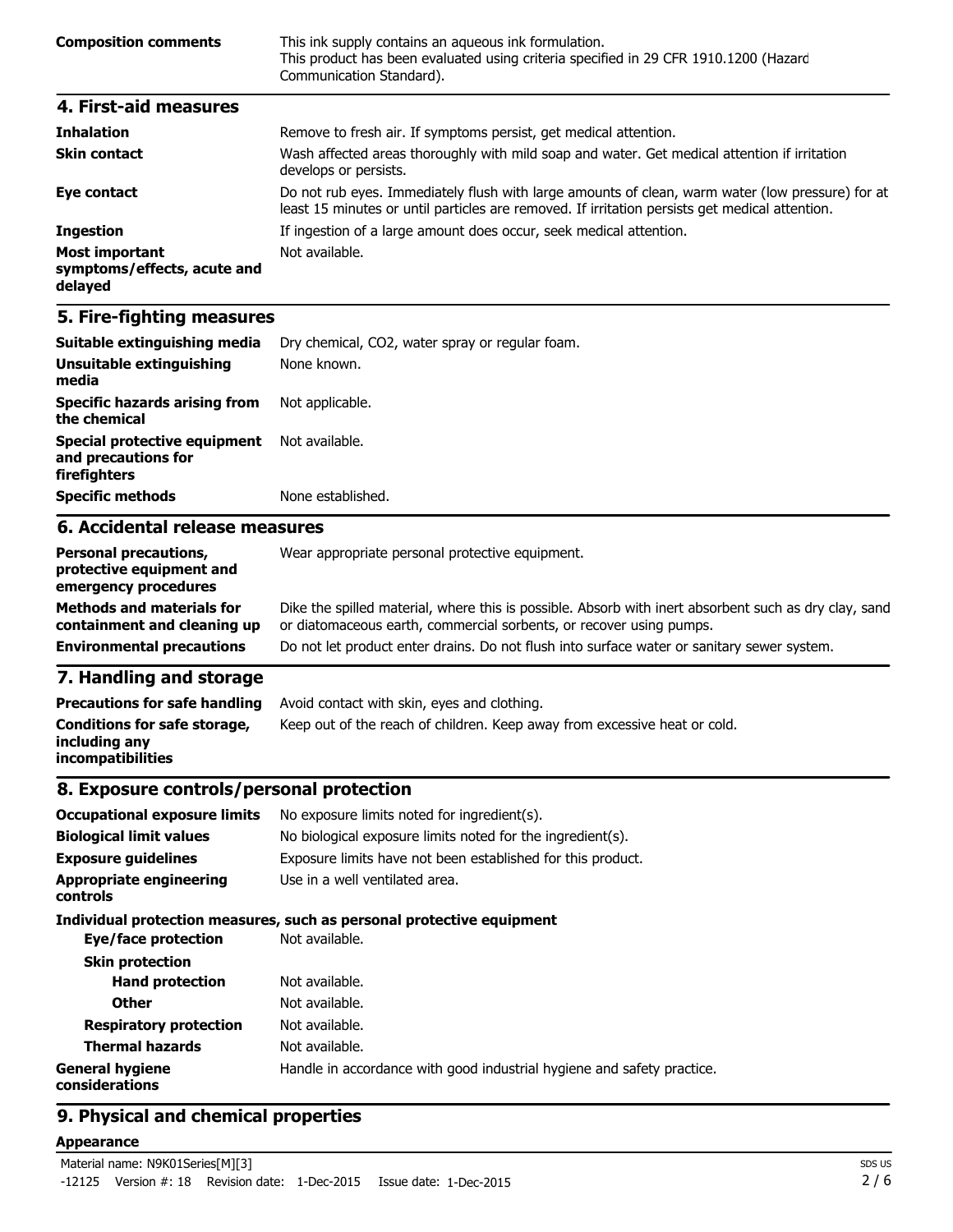| | |
|---|---|
| **Composition comments** | This ink supply contains an aqueous ink formulation. This product has been evaluated using criteria specified in 29 CFR 1910.1200 (Hazard Communication Standard). |

## 4. First-aid measures

| | |
|---|---|
| **Inhalation** | Remove to fresh air. If symptoms persist, get medical attention. |
| **Skin contact** | Wash affected areas thoroughly with mild soap and water. Get medical attention if irritation develops or persists. |
| **Eye contact** | Do not rub eyes. Immediately flush with large amounts of clean, warm water (low pressure) for at least 15 minutes or until particles are removed. If irritation persists get medical attention. |
| **Ingestion** | If ingestion of a large amount does occur, seek medical attention. |
| **Most important symptoms/effects, acute and delayed** | Not available. |

## 5. Fire-fighting measures

| | |
|---|---|
| **Suitable extinguishing media** | Dry chemical, $CO_2$, water spray or regular foam. |
| **Unsuitable extinguishing media** | None known. |
| **Specific hazards arising from the chemical** | Not applicable. |
| **Special protective equipment and precautions for firefighters** | Not available. |
| **Specific methods** | None established. |

## 6. Accidental release measures

| | |
|---|---|
| **Personal precautions, protective equipment and emergency procedures** | Wear appropriate personal protective equipment. |
| **Methods and materials for containment and cleaning up** | Dike the spilled material, where this is possible. Absorb with inert absorbent such as dry clay, sand or diatomaceous earth, commercial sorbents, or recover using pumps. |
| **Environmental precautions** | Do not let product enter drains. Do not flush into surface water or sanitary sewer system. |

## 7. Handling and storage

| | |
|---|---|
| **Precautions for safe handling** | Avoid contact with skin, eyes and clothing. |
| **Conditions for safe storage, including any incompatibilities** | Keep out of the reach of children. Keep away from excessive heat or cold. |

## 8. Exposure controls/personal protection

| | |
|---|---|
| **Occupational exposure limits** | No exposure limits noted for ingredient(s). |
| **Biological limit values** | No biological exposure limits noted for the ingredient(s). |
| **Exposure guidelines** | Exposure limits have not been established for this product. |
| **Appropriate engineering controls** | Use in a well ventilated area. |

**Individual protection measures, such as personal protective equipment**

| | |
|---|---|
| **Eye/face protection** | Not available. |
| **Skin protection** | |
| **Hand protection** | Not available. |
| **Other** | Not available. |
| **Respiratory protection** | Not available. |
| **Thermal hazards** | Not available. |
| **General hygiene considerations** | Handle in accordance with good industrial hygiene and safety practice. |

## 9. Physical and chemical properties

**Appearance**

Material name: N9K01Series[M][3]

-12125 Version #: 18 Revision date: 1-Dec-2015 Issue date: 1-Dec-2015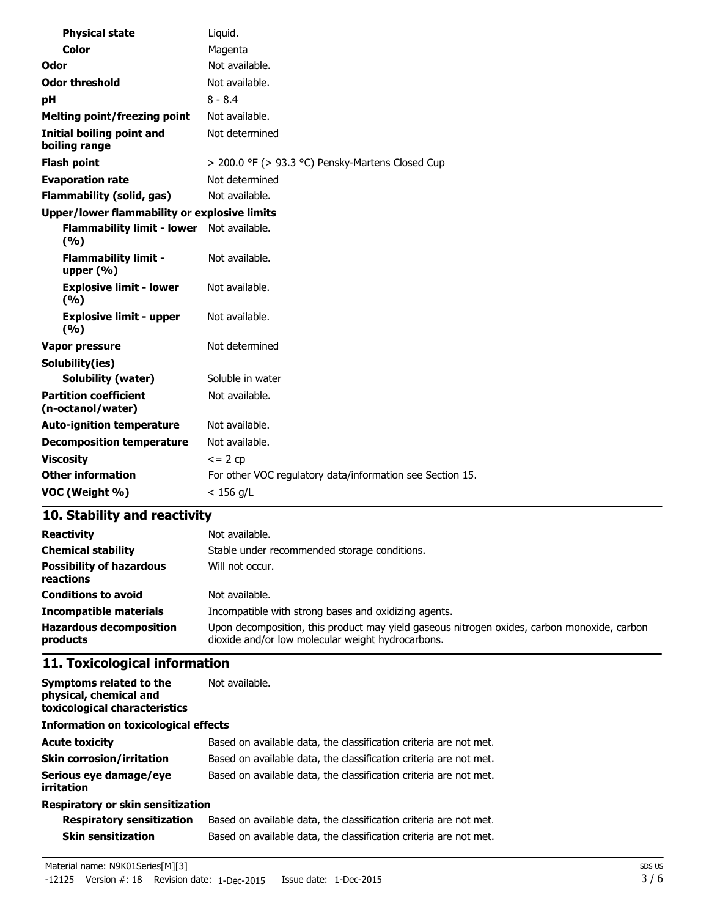| | |
|---|---|
| **Physical state** | Liquid. |
| **Color** | Magenta |
| **Odor** | Not available. |
| **Odor threshold** | Not available. |
| **pH** | 8 - 8.4 |
| **Melting point/freezing point** | Not available. |
| **Initial boiling point and boiling range** | Not determined |
| **Flash point** | > 200.0 °F (> 93.3 °C) Pensky-Martens Closed Cup |
| **Evaporation rate** | Not determined |
| **Flammability (solid, gas)** | Not available. |
| **Upper/lower flammability or explosive limits** | |
| **Flammability limit - lower (%)** | Not available. |
| **Flammability limit - upper (%)** | Not available. |
| **Explosive limit - lower (%)** | Not available. |
| **Explosive limit - upper (%)** | Not available. |
| **Vapor pressure** | Not determined |
| **Solubility(ies)** | |
| **Solubility (water)** | Soluble in water |
| **Partition coefficient (n-octanol/water)** | Not available. |
| **Auto-ignition temperature** | Not available. |
| **Decomposition temperature** | Not available. |
| **Viscosity** | <= 2 cp |
| **Other information** | For other VOC regulatory data/information see Section 15. |
| **VOC (Weight %)** | < 156 g/L |

## 10. Stability and reactivity

| | |
|---|---|
| **Reactivity** | Not available. |
| **Chemical stability** | Stable under recommended storage conditions. |
| **Possibility of hazardous reactions** | Will not occur. |
| **Conditions to avoid** | Not available. |
| **Incompatible materials** | Incompatible with strong bases and oxidizing agents. |
| **Hazardous decomposition products** | Upon decomposition, this product may yield gaseous nitrogen oxides, carbon monoxide, carbon dioxide and/or low molecular weight hydrocarbons. |

## 11. Toxicological information

| | |
|---|---|
| **Symptoms related to the physical, chemical and toxicological characteristics** | Not available. |
| **Information on toxicological effects** | |
| **Acute toxicity** | Based on available data, the classification criteria are not met. |
| **Skin corrosion/irritation** | Based on available data, the classification criteria are not met. |
| **Serious eye damage/eye irritation** | Based on available data, the classification criteria are not met. |
| **Respiratory or skin sensitization** | |
| **Respiratory sensitization** | Based on available data, the classification criteria are not met. |
| **Skin sensitization** | Based on available data, the classification criteria are not met. |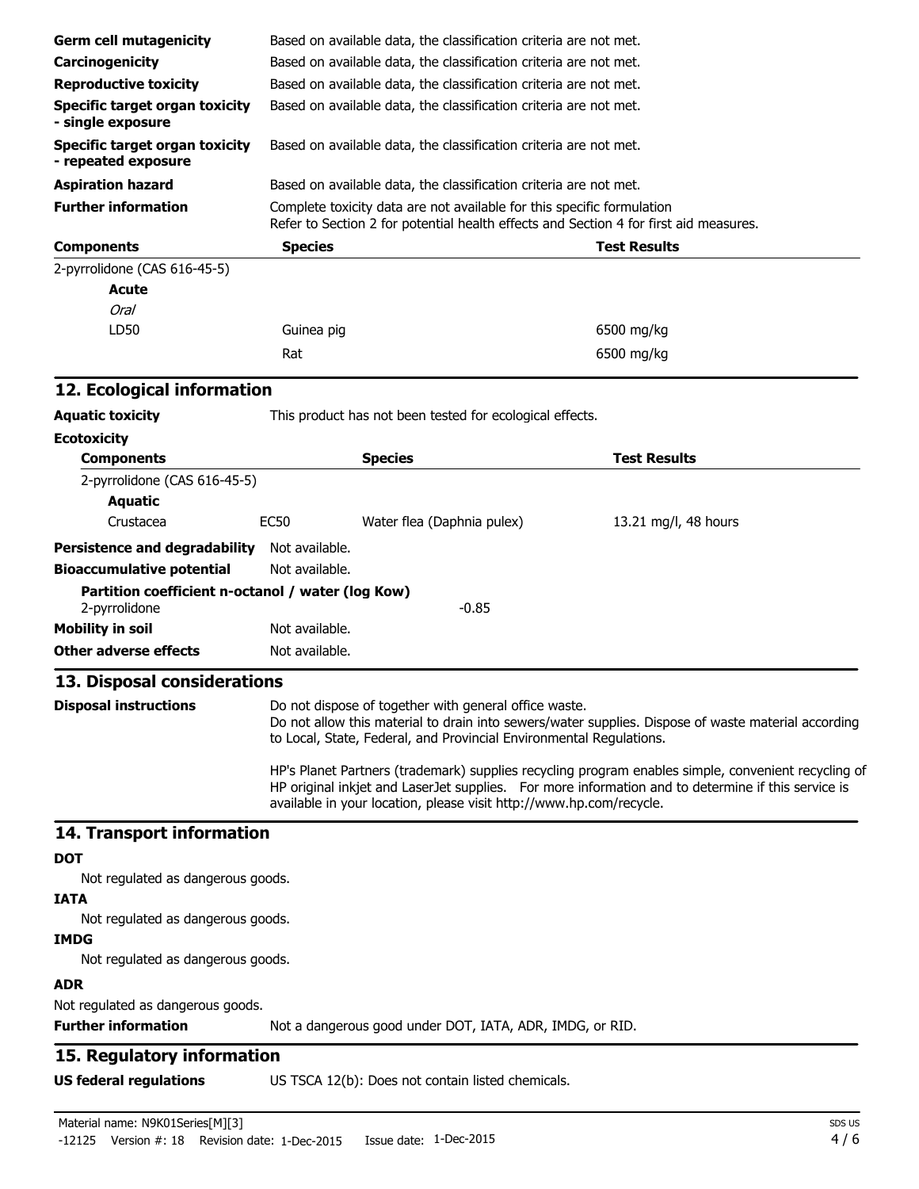| | |
|---|---|
| **Germ cell mutagenicity** | Based on available data, the classification criteria are not met. |
| **Carcinogenicity** | Based on available data, the classification criteria are not met. |
| **Reproductive toxicity** | Based on available data, the classification criteria are not met. |
| **Specific target organ toxicity - single exposure** | Based on available data, the classification criteria are not met. |
| **Specific target organ toxicity - repeated exposure** | Based on available data, the classification criteria are not met. |
| **Aspiration hazard** | Based on available data, the classification criteria are not met. |
| **Further information** | Complete toxicity data are not available for this specific formulation<br>Refer to Section 2 for potential health effects and Section 4 for first aid measures. |

| Components | Species | Test Results |
|---|---|---|
| 2-pyrrolidone (CAS 616-45-5) | | |
| **Acute** | | |
| *Oral* | | |
| LD50 | Guinea pig | 6500 mg/kg |
| | Rat | 6500 mg/kg |

## 12. Ecological information

**Aquatic toxicity** This product has not been tested for ecological effects.

**Ecotoxicity**

| Components | | Species | Test Results |
|---|---|---|---|
| 2-pyrrolidone (CAS 616-45-5) | | | |
| **Aquatic** | | | |
| Crustacea | EC50 | Water flea (Daphnia pulex) | 13.21 mg/l, 48 hours |

**Persistence and degradability** Not available.

**Bioaccumulative potential** Not available.

**Partition coefficient n-octanol / water (log Kow)**
2-pyrrolidone -0.85

**Mobility in soil** Not available.

**Other adverse effects** Not available.

## 13. Disposal considerations

**Disposal instructions** Do not dispose of together with general office waste.
Do not allow this material to drain into sewers/water supplies. Dispose of waste material according to Local, State, Federal, and Provincial Environmental Regulations.

HP's Planet Partners (trademark) supplies recycling program enables simple, convenient recycling of HP original inkjet and LaserJet supplies. For more information and to determine if this service is available in your location, please visit http://www.hp.com/recycle.

## 14. Transport information

**DOT**

Not regulated as dangerous goods.

**IATA**

Not regulated as dangerous goods.

**IMDG**

Not regulated as dangerous goods.

**ADR**

Not regulated as dangerous goods.

**Further information** Not a dangerous good under DOT, IATA, ADR, IMDG, or RID.

## 15. Regulatory information

**US federal regulations** US TSCA 12(b): Does not contain listed chemicals.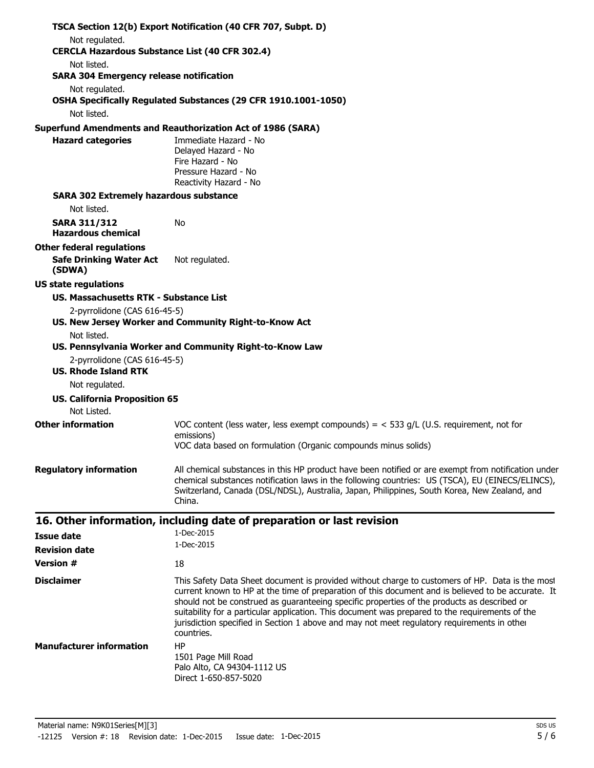**TSCA Section 12(b) Export Notification (40 CFR 707, Subpt. D)**

Not regulated.

**CERCLA Hazardous Substance List (40 CFR 302.4)**

Not listed.

**SARA 304 Emergency release notification**

Not regulated.

**OSHA Specifically Regulated Substances (29 CFR 1910.1001-1050)**

Not listed.

**Superfund Amendments and Reauthorization Act of 1986 (SARA)**

**Hazard categories**
Immediate Hazard - No
Delayed Hazard - No
Fire Hazard - No
Pressure Hazard - No
Reactivity Hazard - No

**SARA 302 Extremely hazardous substance**

Not listed.

**SARA 311/312 Hazardous chemical** No

**Other federal regulations**

**Safe Drinking Water Act (SDWA)** Not regulated.

**US state regulations**

**US. Massachusetts RTK - Substance List**

2-pyrrolidone (CAS 616-45-5)

**US. New Jersey Worker and Community Right-to-Know Act**

Not listed.

**US. Pennsylvania Worker and Community Right-to-Know Law**

2-pyrrolidone (CAS 616-45-5)

**US. Rhode Island RTK**

Not regulated.

**US. California Proposition 65**

Not Listed.

**Other information**
VOC content (less water, less exempt compounds) = < 533 g/L (U.S. requirement, not for emissions)
VOC data based on formulation (Organic compounds minus solids)

**Regulatory information**
All chemical substances in this HP product have been notified or are exempt from notification under chemical substances notification laws in the following countries: US (TSCA), EU (EINECS/ELINCS), Switzerland, Canada (DSL/NDSL), Australia, Japan, Philippines, South Korea, New Zealand, and China.

## 16. Other information, including date of preparation or last revision

**Issue date** 1-Dec-2015

**Revision date** 1-Dec-2015

**Version #** 18

**Disclaimer**
This Safety Data Sheet document is provided without charge to customers of HP. Data is the most current known to HP at the time of preparation of this document and is believed to be accurate. It should not be construed as guaranteeing specific properties of the products as described or suitability for a particular application. This document was prepared to the requirements of the jurisdiction specified in Section 1 above and may not meet regulatory requirements in other countries.

**Manufacturer information**
HP
1501 Page Mill Road
Palo Alto, CA 94304-1112 US
Direct 1-650-857-5020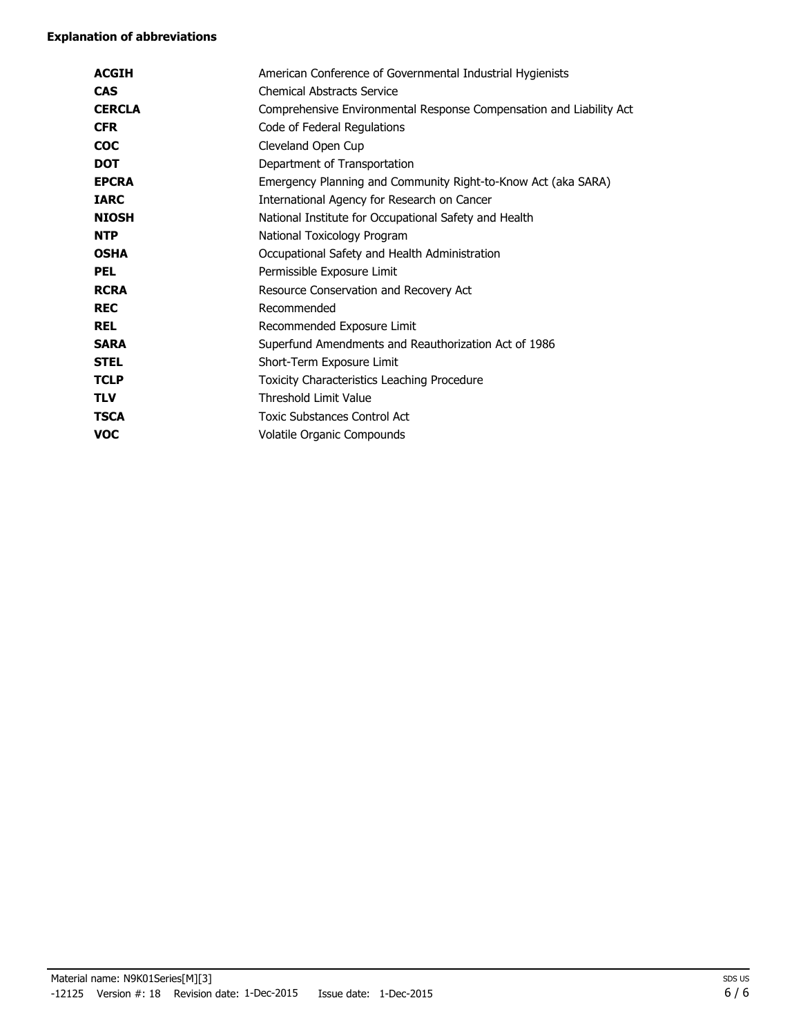**Explanation of abbreviations**

| | |
|---|---|
| **ACGIH** | American Conference of Governmental Industrial Hygienists |
| **CAS** | Chemical Abstracts Service |
| **CERCLA** | Comprehensive Environmental Response Compensation and Liability Act |
| **CFR** | Code of Federal Regulations |
| **COC** | Cleveland Open Cup |
| **DOT** | Department of Transportation |
| **EPCRA** | Emergency Planning and Community Right-to-Know Act (aka SARA) |
| **IARC** | International Agency for Research on Cancer |
| **NIOSH** | National Institute for Occupational Safety and Health |
| **NTP** | National Toxicology Program |
| **OSHA** | Occupational Safety and Health Administration |
| **PEL** | Permissible Exposure Limit |
| **RCRA** | Resource Conservation and Recovery Act |
| **REC** | Recommended |
| **REL** | Recommended Exposure Limit |
| **SARA** | Superfund Amendments and Reauthorization Act of 1986 |
| **STEL** | Short-Term Exposure Limit |
| **TCLP** | Toxicity Characteristics Leaching Procedure |
| **TLV** | Threshold Limit Value |
| **TSCA** | Toxic Substances Control Act |
| **VOC** | Volatile Organic Compounds |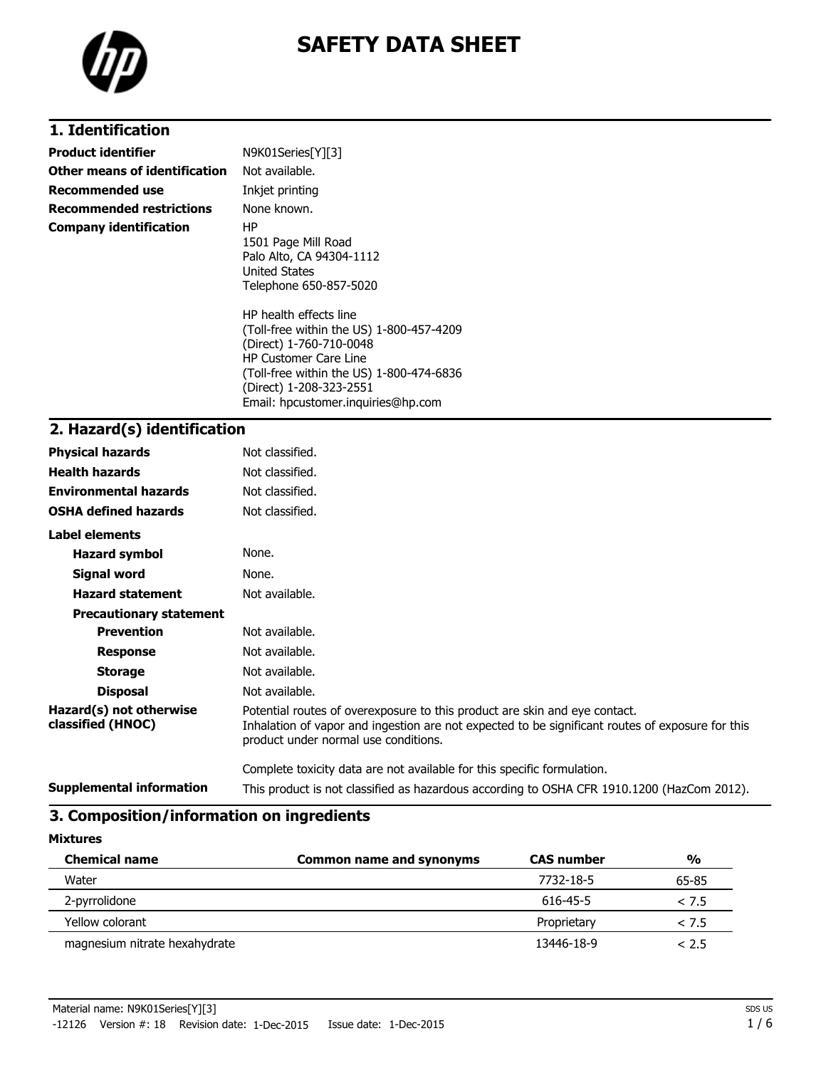# SAFETY DATA SHEET

## 1. Identification

| | |
|---|---|
| **Product identifier** | N9K01Series[Y][3] |
| **Other means of identification** | Not available. |
| **Recommended use** | Inkjet printing |
| **Recommended restrictions** | None known. |
| **Company identification** | HP<br>1501 Page Mill Road<br>Palo Alto, CA 94304-1112<br>United States<br>Telephone 650-857-5020<br><br>HP health effects line<br>(Toll-free within the US) 1-800-457-4209<br>(Direct) 1-760-710-0048<br>HP Customer Care Line<br>(Toll-free within the US) 1-800-474-6836<br>(Direct) 1-208-323-2551<br>Email: hpcustomer.inquiries@hp.com |

## 2. Hazard(s) identification

| | |
|---|---|
| **Physical hazards** | Not classified. |
| **Health hazards** | Not classified. |
| **Environmental hazards** | Not classified. |
| **OSHA defined hazards** | Not classified. |

**Label elements**

| | |
|---|---|
| **Hazard symbol** | None. |
| **Signal word** | None. |
| **Hazard statement** | Not available. |

**Precautionary statement**

| | |
|---|---|
| **Prevention** | Not available. |
| **Response** | Not available. |
| **Storage** | Not available. |
| **Disposal** | Not available. |

**Hazard(s) not otherwise classified (HNOC)**

Potential routes of overexposure to this product are skin and eye contact.
Inhalation of vapor and ingestion are not expected to be significant routes of exposure for this product under normal use conditions.

Complete toxicity data are not available for this specific formulation.

**Supplemental information**

This product is not classified as hazardous according to OSHA CFR 1910.1200 (HazCom 2012).

## 3. Composition/information on ingredients

**Mixtures**

| Chemical name | Common name and synonyms | CAS number | % |
|---|---|---|---|
| Water | | 7732-18-5 | 65-85 |
| 2-pyrrolidone | | 616-45-5 | < 7.5 |
| Yellow colorant | | Proprietary | < 7.5 |
| magnesium nitrate hexahydrate | | 13446-18-9 | < 2.5 |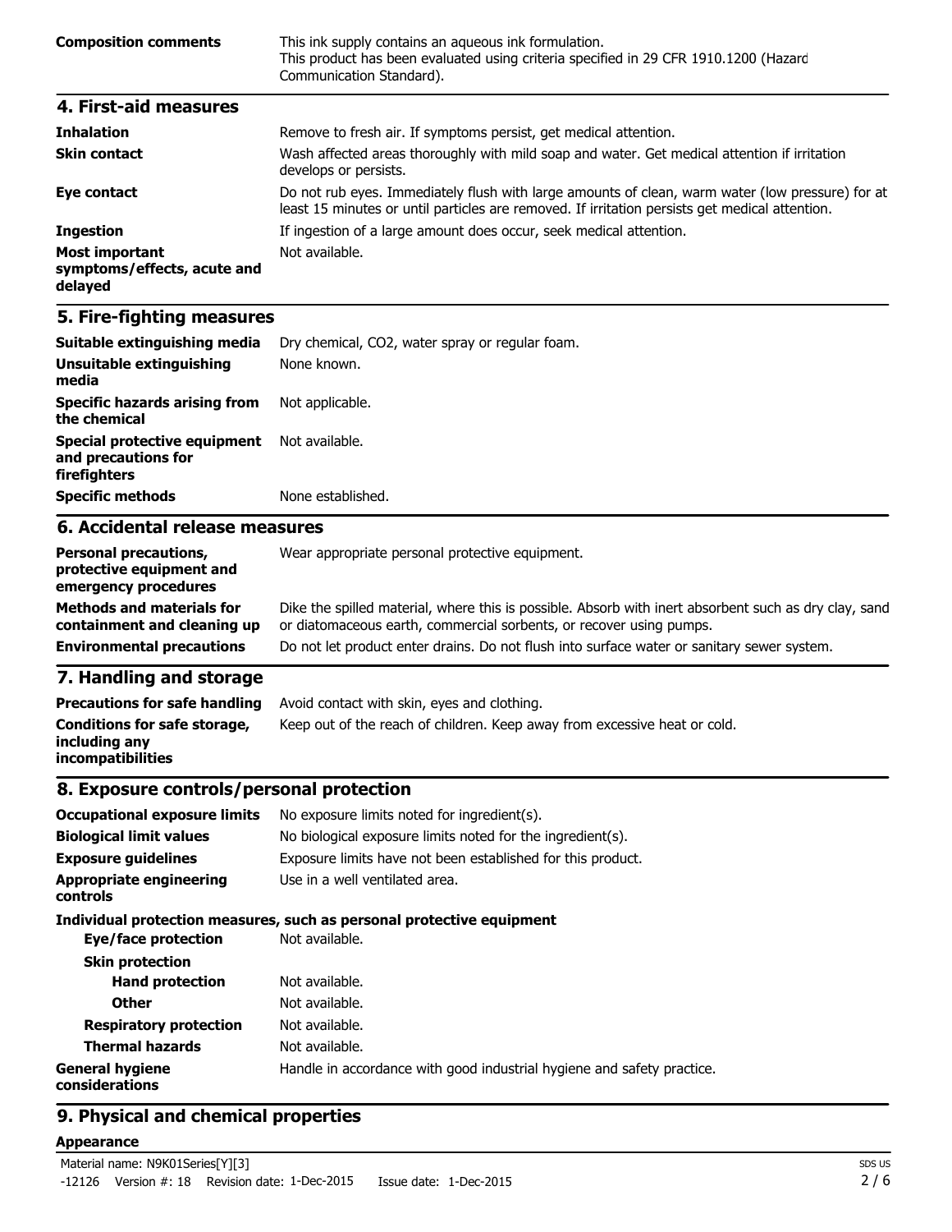| | |
|---|---|
| **Composition comments** | This ink supply contains an aqueous ink formulation. This product has been evaluated using criteria specified in 29 CFR 1910.1200 (Hazard Communication Standard). |

## 4. First-aid measures

| | |
|---|---|
| **Inhalation** | Remove to fresh air. If symptoms persist, get medical attention. |
| **Skin contact** | Wash affected areas thoroughly with mild soap and water. Get medical attention if irritation develops or persists. |
| **Eye contact** | Do not rub eyes. Immediately flush with large amounts of clean, warm water (low pressure) for at least 15 minutes or until particles are removed. If irritation persists get medical attention. |
| **Ingestion** | If ingestion of a large amount does occur, seek medical attention. |
| **Most important symptoms/effects, acute and delayed** | Not available. |

## 5. Fire-fighting measures

| | |
|---|---|
| **Suitable extinguishing media** | Dry chemical, CO2, water spray or regular foam. |
| **Unsuitable extinguishing media** | None known. |
| **Specific hazards arising from the chemical** | Not applicable. |
| **Special protective equipment and precautions for firefighters** | Not available. |
| **Specific methods** | None established. |

## 6. Accidental release measures

| | |
|---|---|
| **Personal precautions, protective equipment and emergency procedures** | Wear appropriate personal protective equipment. |
| **Methods and materials for containment and cleaning up** | Dike the spilled material, where this is possible. Absorb with inert absorbent such as dry clay, sand or diatomaceous earth, commercial sorbents, or recover using pumps. |
| **Environmental precautions** | Do not let product enter drains. Do not flush into surface water or sanitary sewer system. |

## 7. Handling and storage

| | |
|---|---|
| **Precautions for safe handling** | Avoid contact with skin, eyes and clothing. |
| **Conditions for safe storage, including any incompatibilities** | Keep out of the reach of children. Keep away from excessive heat or cold. |

## 8. Exposure controls/personal protection

| | |
|---|---|
| **Occupational exposure limits** | No exposure limits noted for ingredient(s). |
| **Biological limit values** | No biological exposure limits noted for the ingredient(s). |
| **Exposure guidelines** | Exposure limits have not been established for this product. |
| **Appropriate engineering controls** | Use in a well ventilated area. |

**Individual protection measures, such as personal protective equipment**

| | |
|---|---|
| **Eye/face protection** | Not available. |
| **Skin protection** | |
| **Hand protection** | Not available. |
| **Other** | Not available. |
| **Respiratory protection** | Not available. |
| **Thermal hazards** | Not available. |
| **General hygiene considerations** | Handle in accordance with good industrial hygiene and safety practice. |

## 9. Physical and chemical properties

**Appearance**

Material name: N9K01Series[Y][3]

-12126 Version #: 18 Revision date: 1-Dec-2015 Issue date: 1-Dec-2015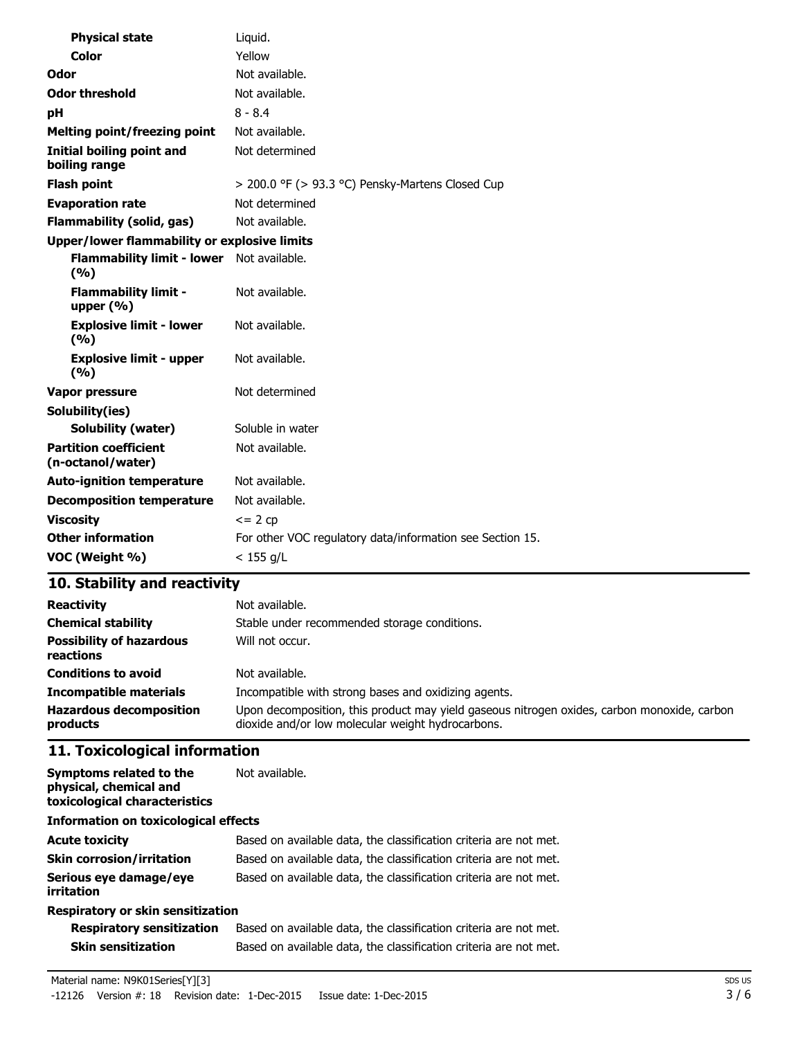| | |
|---|---|
| **Physical state** | Liquid. |
| **Color** | Yellow |
| **Odor** | Not available. |
| **Odor threshold** | Not available. |
| **pH** | 8 - 8.4 |
| **Melting point/freezing point** | Not available. |
| **Initial boiling point and boiling range** | Not determined |
| **Flash point** | > 200.0 °F (> 93.3 °C) Pensky-Martens Closed Cup |
| **Evaporation rate** | Not determined |
| **Flammability (solid, gas)** | Not available. |
| **Upper/lower flammability or explosive limits** | |
| **Flammability limit - lower (%)** | Not available. |
| **Flammability limit - upper (%)** | Not available. |
| **Explosive limit - lower (%)** | Not available. |
| **Explosive limit - upper (%)** | Not available. |
| **Vapor pressure** | Not determined |
| **Solubility(ies)** | |
| **Solubility (water)** | Soluble in water |
| **Partition coefficient (n-octanol/water)** | Not available. |
| **Auto-ignition temperature** | Not available. |
| **Decomposition temperature** | Not available. |
| **Viscosity** | <= 2 cp |
| **Other information** | For other VOC regulatory data/information see Section 15. |
| **VOC (Weight %)** | < 155 g/L |

## 10. Stability and reactivity

| | |
|---|---|
| **Reactivity** | Not available. |
| **Chemical stability** | Stable under recommended storage conditions. |
| **Possibility of hazardous reactions** | Will not occur. |
| **Conditions to avoid** | Not available. |
| **Incompatible materials** | Incompatible with strong bases and oxidizing agents. |
| **Hazardous decomposition products** | Upon decomposition, this product may yield gaseous nitrogen oxides, carbon monoxide, carbon dioxide and/or low molecular weight hydrocarbons. |

## 11. Toxicological information

| | |
|---|---|
| **Symptoms related to the physical, chemical and toxicological characteristics** | Not available. |
| **Information on toxicological effects** | |
| **Acute toxicity** | Based on available data, the classification criteria are not met. |
| **Skin corrosion/irritation** | Based on available data, the classification criteria are not met. |
| **Serious eye damage/eye irritation** | Based on available data, the classification criteria are not met. |
| **Respiratory or skin sensitization** | |
| **Respiratory sensitization** | Based on available data, the classification criteria are not met. |
| **Skin sensitization** | Based on available data, the classification criteria are not met. |

Material name: N9K01Series[Y][3]

-12126 Version #: 18 Revision date: 1-Dec-2015 Issue date: 1-Dec-2015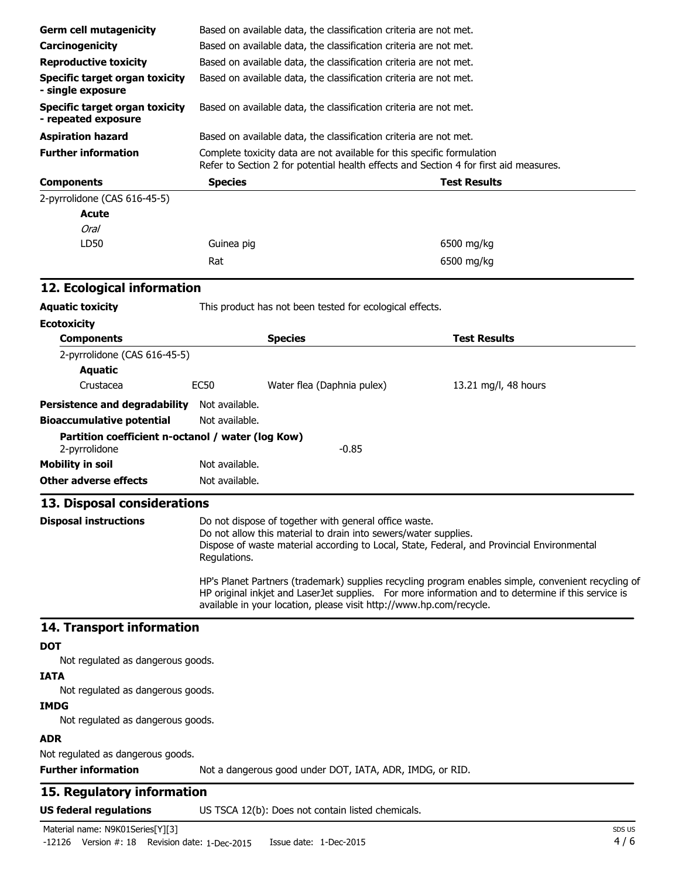| | |
|---|---|
| **Germ cell mutagenicity** | Based on available data, the classification criteria are not met. |
| **Carcinogenicity** | Based on available data, the classification criteria are not met. |
| **Reproductive toxicity** | Based on available data, the classification criteria are not met. |
| **Specific target organ toxicity - single exposure** | Based on available data, the classification criteria are not met. |
| **Specific target organ toxicity - repeated exposure** | Based on available data, the classification criteria are not met. |
| **Aspiration hazard** | Based on available data, the classification criteria are not met. |
| **Further information** | Complete toxicity data are not available for this specific formulation<br>Refer to Section 2 for potential health effects and Section 4 for first aid measures. |

| Components | Species | Test Results |
|---|---|---|
| 2-pyrrolidone (CAS 616-45-5) | | |
| **Acute** | | |
| *Oral* | | |
| LD50 | Guinea pig | 6500 mg/kg |
| | Rat | 6500 mg/kg |

## 12. Ecological information

**Aquatic toxicity** This product has not been tested for ecological effects.

**Ecotoxicity**

| Components | | Species | Test Results |
|---|---|---|---|
| 2-pyrrolidone (CAS 616-45-5) | | | |
| **Aquatic** | | | |
| Crustacea | EC50 | Water flea (Daphnia pulex) | 13.21 mg/l, 48 hours |

**Persistence and degradability** Not available.

**Bioaccumulative potential** Not available.

**Partition coefficient n-octanol / water (log Kow)**
2-pyrrolidone -0.85

**Mobility in soil** Not available.

**Other adverse effects** Not available.

## 13. Disposal considerations

**Disposal instructions**

Do not dispose of together with general office waste.
Do not allow this material to drain into sewers/water supplies.
Dispose of waste material according to Local, State, Federal, and Provincial Environmental Regulations.

HP's Planet Partners (trademark) supplies recycling program enables simple, convenient recycling of HP original inkjet and LaserJet supplies. For more information and to determine if this service is available in your location, please visit http://www.hp.com/recycle.

## 14. Transport information

**DOT**

Not regulated as dangerous goods.

**IATA**

Not regulated as dangerous goods.

**IMDG**

Not regulated as dangerous goods.

**ADR**

Not regulated as dangerous goods.

**Further information** Not a dangerous good under DOT, IATA, ADR, IMDG, or RID.

## 15. Regulatory information

**US federal regulations** US TSCA 12(b): Does not contain listed chemicals.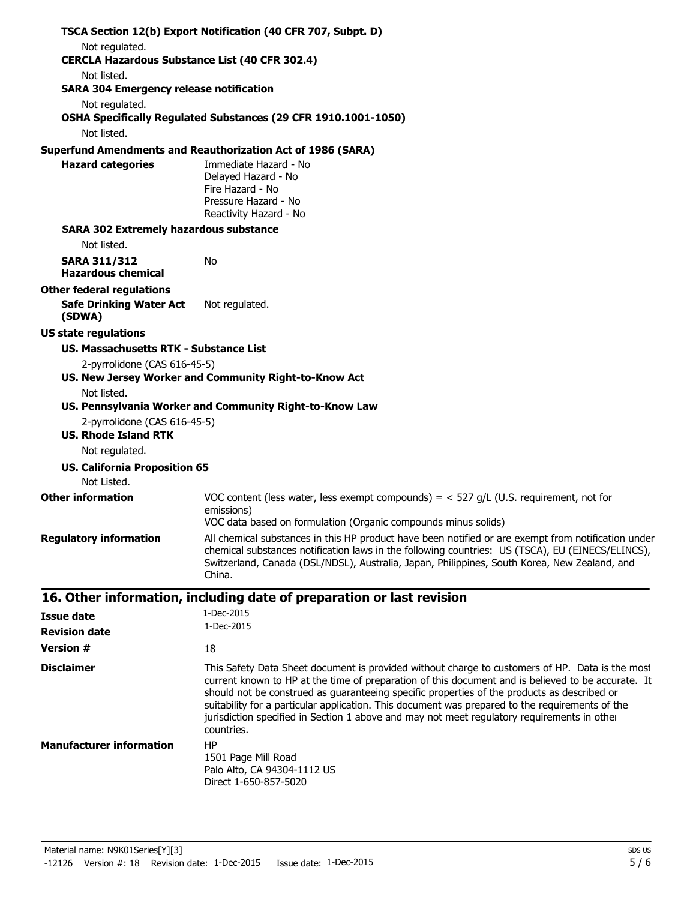**TSCA Section 12(b) Export Notification (40 CFR 707, Subpt. D)**

Not regulated.

**CERCLA Hazardous Substance List (40 CFR 302.4)**

Not listed.

**SARA 304 Emergency release notification**

Not regulated.

**OSHA Specifically Regulated Substances (29 CFR 1910.1001-1050)**

Not listed.

**Superfund Amendments and Reauthorization Act of 1986 (SARA)**

**Hazard categories**

Immediate Hazard - No
Delayed Hazard - No
Fire Hazard - No
Pressure Hazard - No
Reactivity Hazard - No

**SARA 302 Extremely hazardous substance**

Not listed.

**SARA 311/312 Hazardous chemical** No

**Other federal regulations**

**Safe Drinking Water Act (SDWA)** Not regulated.

**US state regulations**

**US. Massachusetts RTK - Substance List**

2-pyrrolidone (CAS 616-45-5)

**US. New Jersey Worker and Community Right-to-Know Act**

Not listed.

**US. Pennsylvania Worker and Community Right-to-Know Law**

2-pyrrolidone (CAS 616-45-5)

**US. Rhode Island RTK**

Not regulated.

**US. California Proposition 65**

Not Listed.

**Other information**

VOC content (less water, less exempt compounds) = < 527 g/L (U.S. requirement, not for emissions)
VOC data based on formulation (Organic compounds minus solids)

**Regulatory information**

All chemical substances in this HP product have been notified or are exempt from notification under chemical substances notification laws in the following countries: US (TSCA), EU (EINECS/ELINCS), Switzerland, Canada (DSL/NDSL), Australia, Japan, Philippines, South Korea, New Zealand, and China.

## 16. Other information, including date of preparation or last revision

**Issue date** 1-Dec-2015

**Revision date** 1-Dec-2015

**Version #** 18

**Disclaimer**

This Safety Data Sheet document is provided without charge to customers of HP. Data is the most current known to HP at the time of preparation of this document and is believed to be accurate. It should not be construed as guaranteeing specific properties of the products as described or suitability for a particular application. This document was prepared to the requirements of the jurisdiction specified in Section 1 above and may not meet regulatory requirements in other countries.

**Manufacturer information**

HP
1501 Page Mill Road
Palo Alto, CA 94304-1112 US
Direct 1-650-857-5020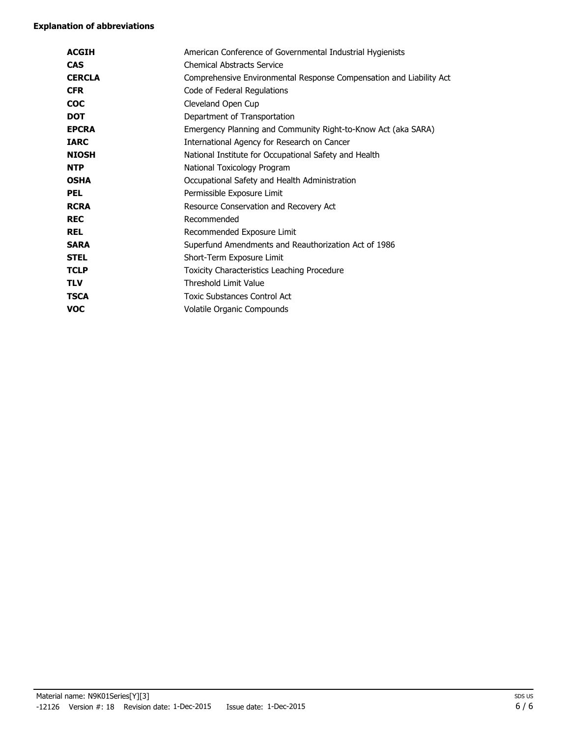**Explanation of abbreviations**

| | |
|---|---|
| **ACGIH** | American Conference of Governmental Industrial Hygienists |
| **CAS** | Chemical Abstracts Service |
| **CERCLA** | Comprehensive Environmental Response Compensation and Liability Act |
| **CFR** | Code of Federal Regulations |
| **COC** | Cleveland Open Cup |
| **DOT** | Department of Transportation |
| **EPCRA** | Emergency Planning and Community Right-to-Know Act (aka SARA) |
| **IARC** | International Agency for Research on Cancer |
| **NIOSH** | National Institute for Occupational Safety and Health |
| **NTP** | National Toxicology Program |
| **OSHA** | Occupational Safety and Health Administration |
| **PEL** | Permissible Exposure Limit |
| **RCRA** | Resource Conservation and Recovery Act |
| **REC** | Recommended |
| **REL** | Recommended Exposure Limit |
| **SARA** | Superfund Amendments and Reauthorization Act of 1986 |
| **STEL** | Short-Term Exposure Limit |
| **TCLP** | Toxicity Characteristics Leaching Procedure |
| **TLV** | Threshold Limit Value |
| **TSCA** | Toxic Substances Control Act |
| **VOC** | Volatile Organic Compounds |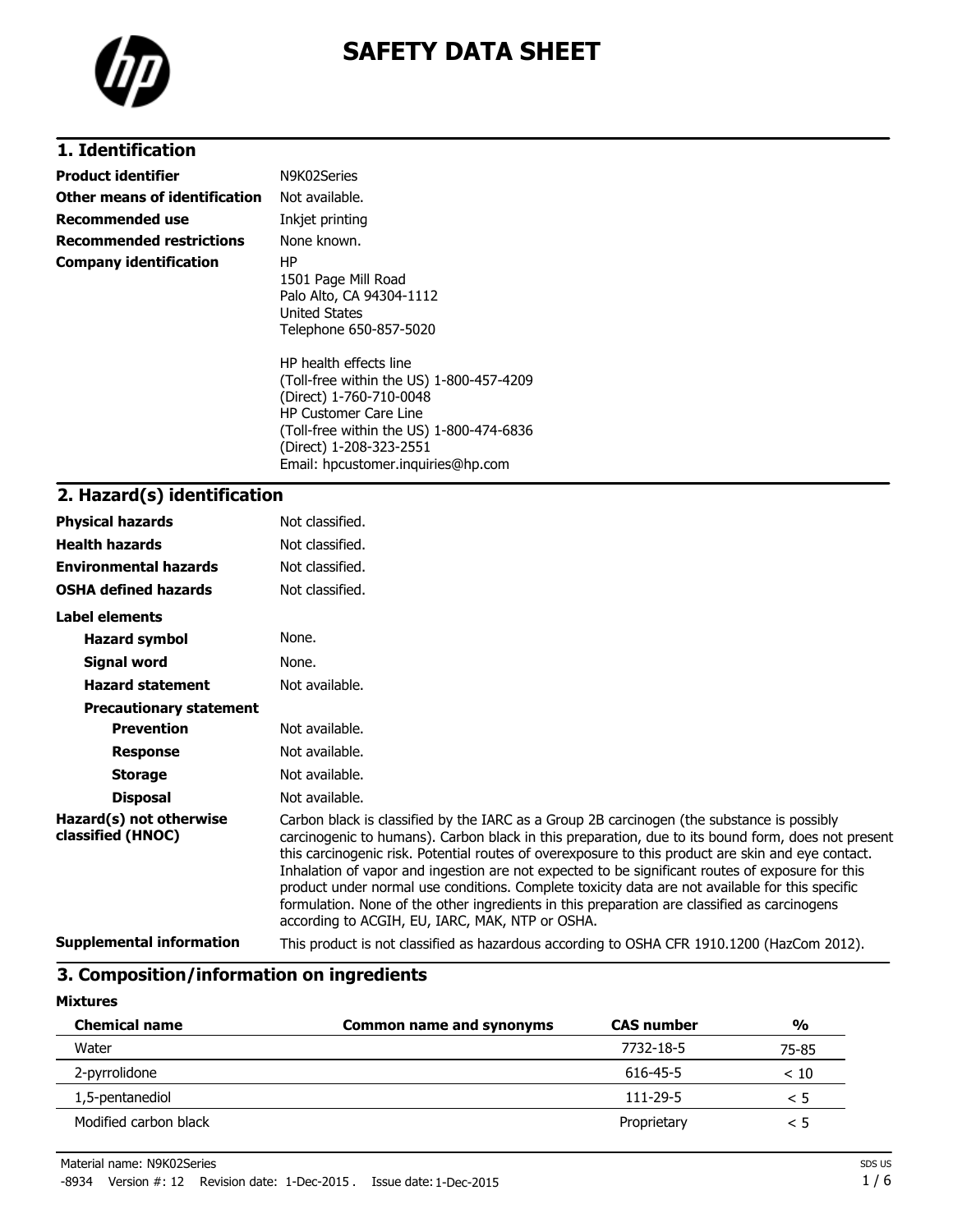# SAFETY DATA SHEET

## 1. Identification

| | |
|---|---|
| **Product identifier** | N9K02Series |
| **Other means of identification** | Not available. |
| **Recommended use** | Inkjet printing |
| **Recommended restrictions** | None known. |
| **Company identification** | HP<br>1501 Page Mill Road<br>Palo Alto, CA 94304-1112<br>United States<br>Telephone 650-857-5020<br><br>HP health effects line<br>(Toll-free within the US) 1-800-457-4209<br>(Direct) 1-760-710-0048<br>HP Customer Care Line<br>(Toll-free within the US) 1-800-474-6836<br>(Direct) 1-208-323-2551<br>Email: hpcustomer.inquiries@hp.com |

## 2. Hazard(s) identification

| | |
|---|---|
| **Physical hazards** | Not classified. |
| **Health hazards** | Not classified. |
| **Environmental hazards** | Not classified. |
| **OSHA defined hazards** | Not classified. |

**Label elements**

| | |
|---|---|
| **Hazard symbol** | None. |
| **Signal word** | None. |
| **Hazard statement** | Not available. |
| **Precautionary statement** | |
| **Prevention** | Not available. |
| **Response** | Not available. |
| **Storage** | Not available. |
| **Disposal** | Not available. |

**Hazard(s) not otherwise classified (HNOC)**

Carbon black is classified by the IARC as a Group 2B carcinogen (the substance is possibly carcinogenic to humans). Carbon black in this preparation, due to its bound form, does not present this carcinogenic risk. Potential routes of overexposure to this product are skin and eye contact. Inhalation of vapor and ingestion are not expected to be significant routes of exposure for this product under normal use conditions. Complete toxicity data are not available for this specific formulation. None of the other ingredients in this preparation are classified as carcinogens according to ACGIH, EU, IARC, MAK, NTP or OSHA.

**Supplemental information**

This product is not classified as hazardous according to OSHA CFR 1910.1200 (HazCom 2012).

## 3. Composition/information on ingredients

**Mixtures**

| Chemical name | Common name and synonyms | CAS number | % |
|---|---|---|---|
| Water | | 7732-18-5 | 75-85 |
| 2-pyrrolidone | | 616-45-5 | < 10 |
| 1,5-pentanediol | | 111-29-5 | < 5 |
| Modified carbon black | | Proprietary | < 5 |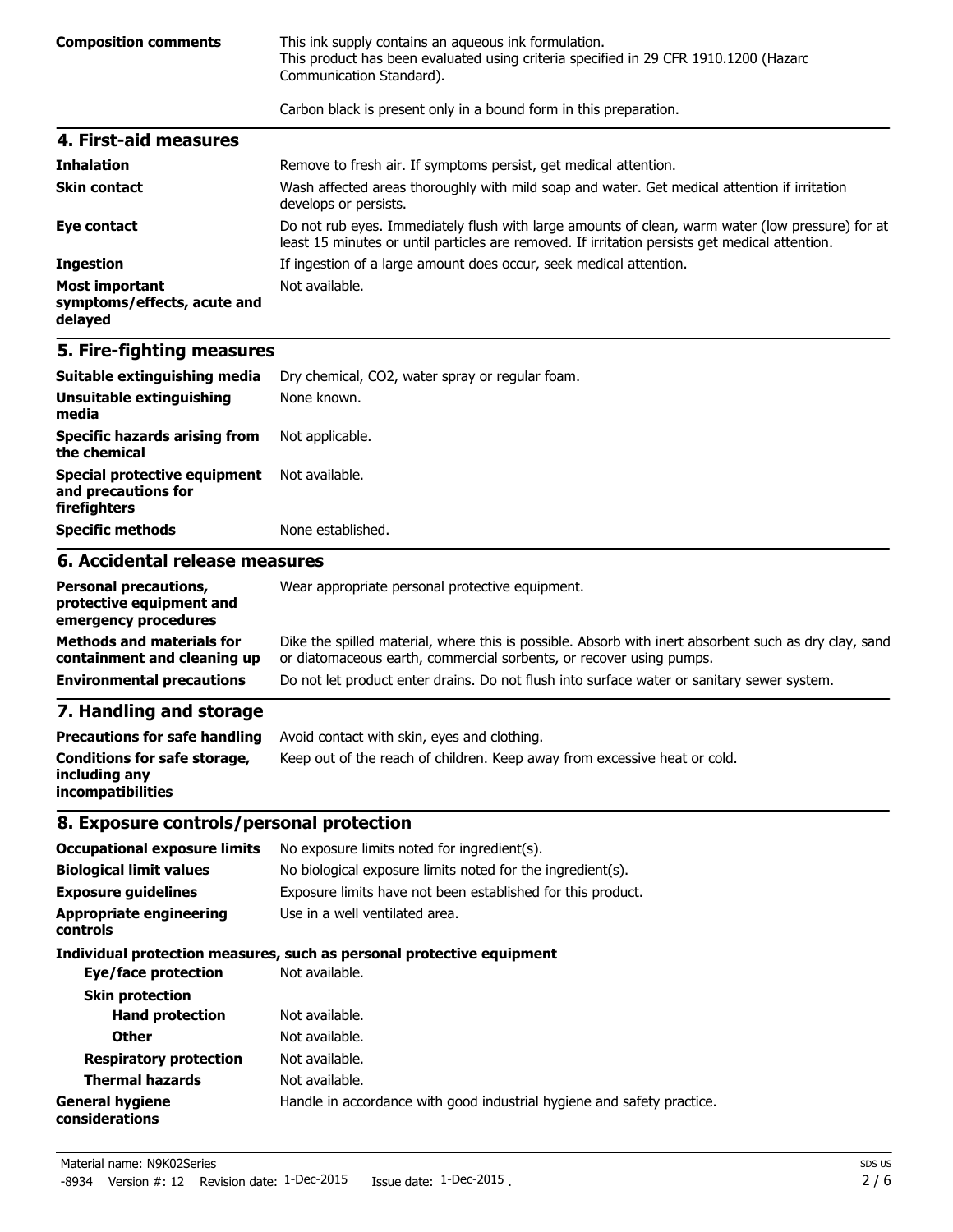| | |
|---|---|
| **Composition comments** | This ink supply contains an aqueous ink formulation. This product has been evaluated using criteria specified in 29 CFR 1910.1200 (Hazard Communication Standard). |
| | Carbon black is present only in a bound form in this preparation. |

## 4. First-aid measures

| | |
|---|---|
| **Inhalation** | Remove to fresh air. If symptoms persist, get medical attention. |
| **Skin contact** | Wash affected areas thoroughly with mild soap and water. Get medical attention if irritation develops or persists. |
| **Eye contact** | Do not rub eyes. Immediately flush with large amounts of clean, warm water (low pressure) for at least 15 minutes or until particles are removed. If irritation persists get medical attention. |
| **Ingestion** | If ingestion of a large amount does occur, seek medical attention. |
| **Most important symptoms/effects, acute and delayed** | Not available. |

## 5. Fire-fighting measures

| | |
|---|---|
| **Suitable extinguishing media** | Dry chemical, CO2, water spray or regular foam. |
| **Unsuitable extinguishing media** | None known. |
| **Specific hazards arising from the chemical** | Not applicable. |
| **Special protective equipment and precautions for firefighters** | Not available. |
| **Specific methods** | None established. |

## 6. Accidental release measures

| | |
|---|---|
| **Personal precautions, protective equipment and emergency procedures** | Wear appropriate personal protective equipment. |
| **Methods and materials for containment and cleaning up** | Dike the spilled material, where this is possible. Absorb with inert absorbent such as dry clay, sand or diatomaceous earth, commercial sorbents, or recover using pumps. |
| **Environmental precautions** | Do not let product enter drains. Do not flush into surface water or sanitary sewer system. |

## 7. Handling and storage

| | |
|---|---|
| **Precautions for safe handling** | Avoid contact with skin, eyes and clothing. |
| **Conditions for safe storage, including any incompatibilities** | Keep out of the reach of children. Keep away from excessive heat or cold. |

## 8. Exposure controls/personal protection

| | |
|---|---|
| **Occupational exposure limits** | No exposure limits noted for ingredient(s). |
| **Biological limit values** | No biological exposure limits noted for the ingredient(s). |
| **Exposure guidelines** | Exposure limits have not been established for this product. |
| **Appropriate engineering controls** | Use in a well ventilated area. |

**Individual protection measures, such as personal protective equipment**

| | |
|---|---|
| **Eye/face protection** | Not available. |
| **Skin protection** | |
| **Hand protection** | Not available. |
| **Other** | Not available. |
| **Respiratory protection** | Not available. |
| **Thermal hazards** | Not available. |
| **General hygiene considerations** | Handle in accordance with good industrial hygiene and safety practice. |

Material name: N9K02Series

-8934 Version #: 12 Revision date: 1-Dec-2015 Issue date: 1-Dec-2015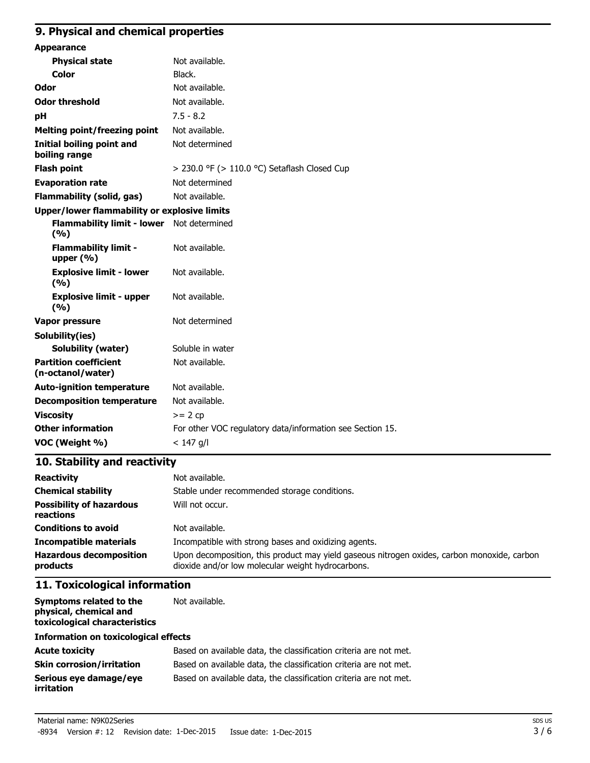## 9. Physical and chemical properties

| | |
|---|---|
| **Appearance** | |
| **Physical state** | Not available. |
| **Color** | Black. |
| **Odor** | Not available. |
| **Odor threshold** | Not available. |
| **pH** | 7.5 - 8.2 |
| **Melting point/freezing point** | Not available. |
| **Initial boiling point and boiling range** | Not determined |
| **Flash point** | > 230.0 °F (> 110.0 °C) Setaflash Closed Cup |
| **Evaporation rate** | Not determined |
| **Flammability (solid, gas)** | Not available. |
| **Upper/lower flammability or explosive limits** | |
| **Flammability limit - lower (%)** | Not determined |
| **Flammability limit - upper (%)** | Not available. |
| **Explosive limit - lower (%)** | Not available. |
| **Explosive limit - upper (%)** | Not available. |
| **Vapor pressure** | Not determined |
| **Solubility(ies)** | |
| **Solubility (water)** | Soluble in water |
| **Partition coefficient (n-octanol/water)** | Not available. |
| **Auto-ignition temperature** | Not available. |
| **Decomposition temperature** | Not available. |
| **Viscosity** | >= 2 cp |
| **Other information** | For other VOC regulatory data/information see Section 15. |
| **VOC (Weight %)** | < 147 g/l |

## 10. Stability and reactivity

| | |
|---|---|
| **Reactivity** | Not available. |
| **Chemical stability** | Stable under recommended storage conditions. |
| **Possibility of hazardous reactions** | Will not occur. |
| **Conditions to avoid** | Not available. |
| **Incompatible materials** | Incompatible with strong bases and oxidizing agents. |
| **Hazardous decomposition products** | Upon decomposition, this product may yield gaseous nitrogen oxides, carbon monoxide, carbon dioxide and/or low molecular weight hydrocarbons. |

## 11. Toxicological information

| | |
|---|---|
| **Symptoms related to the physical, chemical and toxicological characteristics** | Not available. |

**Information on toxicological effects**

| | |
|---|---|
| **Acute toxicity** | Based on available data, the classification criteria are not met. |
| **Skin corrosion/irritation** | Based on available data, the classification criteria are not met. |
| **Serious eye damage/eye irritation** | Based on available data, the classification criteria are not met. |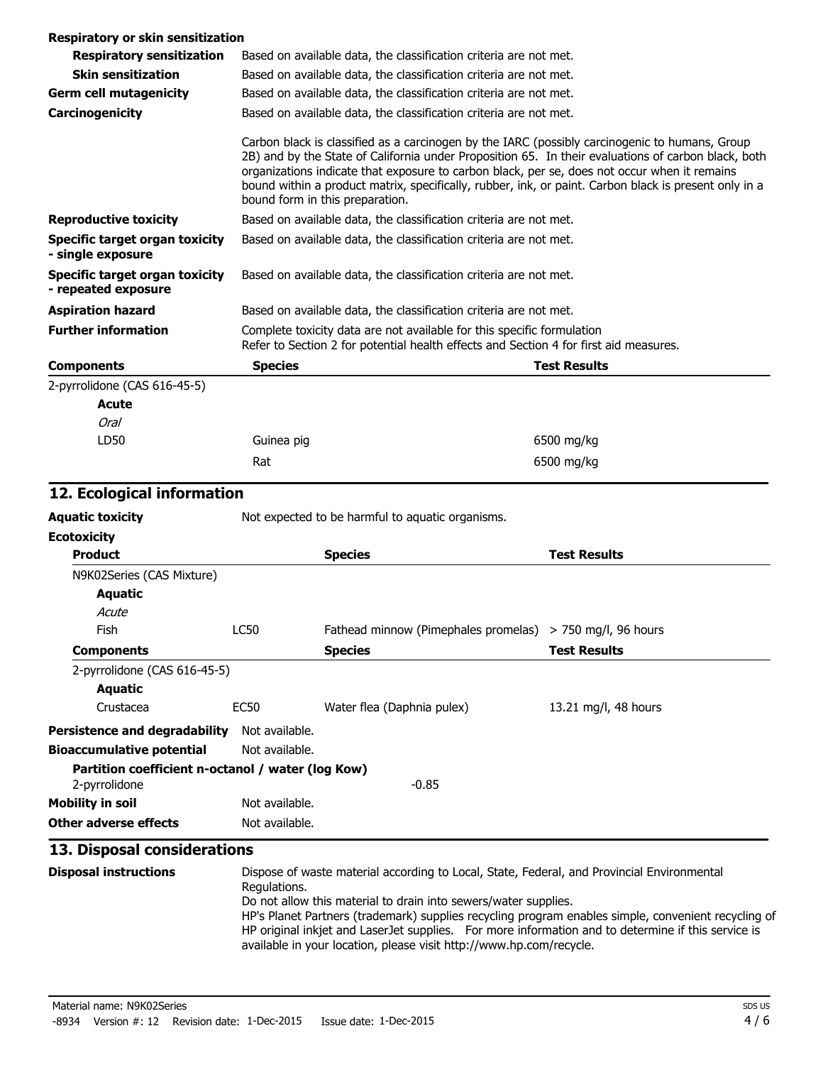**Respiratory or skin sensitization**

| | |
|---|---|
| **Respiratory sensitization** | Based on available data, the classification criteria are not met. |
| **Skin sensitization** | Based on available data, the classification criteria are not met. |
| **Germ cell mutagenicity** | Based on available data, the classification criteria are not met. |
| **Carcinogenicity** | Based on available data, the classification criteria are not met.<br><br>Carbon black is classified as a carcinogen by the IARC (possibly carcinogenic to humans, Group 2B) and by the State of California under Proposition 65. In their evaluations of carbon black, both organizations indicate that exposure to carbon black, per se, does not occur when it remains bound within a product matrix, specifically, rubber, ink, or paint. Carbon black is present only in a bound form in this preparation. |
| **Reproductive toxicity** | Based on available data, the classification criteria are not met. |
| **Specific target organ toxicity - single exposure** | Based on available data, the classification criteria are not met. |
| **Specific target organ toxicity - repeated exposure** | Based on available data, the classification criteria are not met. |
| **Aspiration hazard** | Based on available data, the classification criteria are not met. |
| **Further information** | Complete toxicity data are not available for this specific formulation<br>Refer to Section 2 for potential health effects and Section 4 for first aid measures. |

| **Components** | **Species** | **Test Results** |
|---|---|---|
| 2-pyrrolidone (CAS 616-45-5) | | |
| **Acute** | | |
| *Oral* | | |
| LD50 | Guinea pig | 6500 mg/kg |
| | Rat | 6500 mg/kg |

## 12. Ecological information

**Aquatic toxicity** Not expected to be harmful to aquatic organisms.

**Ecotoxicity**

| **Product** | | **Species** | **Test Results** |
|---|---|---|---|
| N9K02Series (CAS Mixture) | | | |
| **Aquatic** | | | |
| *Acute* | | | |
| Fish | LC50 | Fathead minnow (Pimephales promelas) | > 750 mg/l, 96 hours |
| **Components** | | **Species** | **Test Results** |
| 2-pyrrolidone (CAS 616-45-5) | | | |
| **Aquatic** | | | |
| Crustacea | EC50 | Water flea (Daphnia pulex) | 13.21 mg/l, 48 hours |

**Persistence and degradability** Not available.

**Bioaccumulative potential** Not available.

**Partition coefficient n-octanol / water (log Kow)**
2-pyrrolidone -0.85

**Mobility in soil** Not available.

**Other adverse effects** Not available.

## 13. Disposal considerations

**Disposal instructions**

Dispose of waste material according to Local, State, Federal, and Provincial Environmental Regulations.
Do not allow this material to drain into sewers/water supplies.
HP's Planet Partners (trademark) supplies recycling program enables simple, convenient recycling of HP original inkjet and LaserJet supplies. For more information and to determine if this service is available in your location, please visit http://www.hp.com/recycle.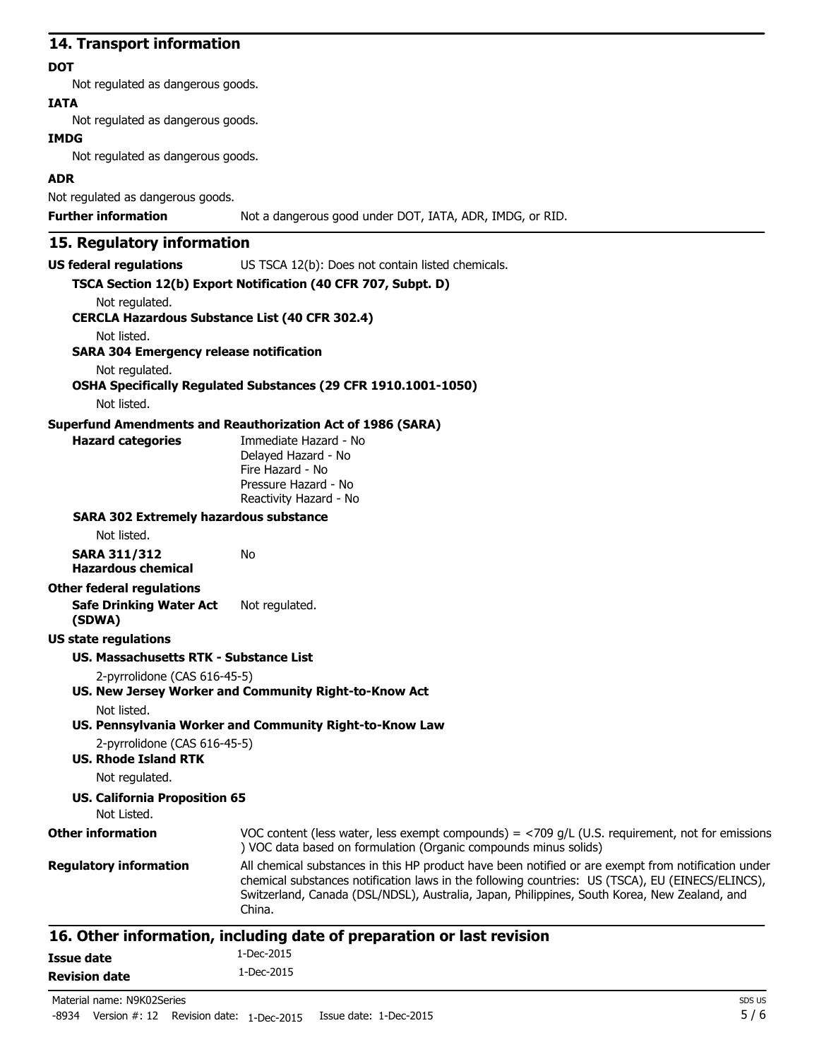## 14. Transport information

**DOT**

Not regulated as dangerous goods.

**IATA**

Not regulated as dangerous goods.

**IMDG**

Not regulated as dangerous goods.

**ADR**

Not regulated as dangerous goods.

**Further information** Not a dangerous good under DOT, IATA, ADR, IMDG, or RID.

## 15. Regulatory information

**US federal regulations** US TSCA 12(b): Does not contain listed chemicals.

**TSCA Section 12(b) Export Notification (40 CFR 707, Subpt. D)**

Not regulated.

**CERCLA Hazardous Substance List (40 CFR 302.4)**

Not listed.

**SARA 304 Emergency release notification**

Not regulated.

**OSHA Specifically Regulated Substances (29 CFR 1910.1001-1050)**

Not listed.

**Superfund Amendments and Reauthorization Act of 1986 (SARA)**

**Hazard categories**
Immediate Hazard - No
Delayed Hazard - No
Fire Hazard - No
Pressure Hazard - No
Reactivity Hazard - No

**SARA 302 Extremely hazardous substance**

Not listed.

**SARA 311/312 Hazardous chemical** No

**Other federal regulations**

**Safe Drinking Water Act (SDWA)** Not regulated.

**US state regulations**

**US. Massachusetts RTK - Substance List**

2-pyrrolidone (CAS 616-45-5)

**US. New Jersey Worker and Community Right-to-Know Act**

Not listed.

**US. Pennsylvania Worker and Community Right-to-Know Law**

2-pyrrolidone (CAS 616-45-5)

**US. Rhode Island RTK**

Not regulated.

**US. California Proposition 65**

Not Listed.

**Other information** VOC content (less water, less exempt compounds) = <709 g/L (U.S. requirement, not for emissions ) VOC data based on formulation (Organic compounds minus solids)

**Regulatory information** All chemical substances in this HP product have been notified or are exempt from notification under chemical substances notification laws in the following countries: US (TSCA), EU (EINECS/ELINCS), Switzerland, Canada (DSL/NDSL), Australia, Japan, Philippines, South Korea, New Zealand, and China.

## 16. Other information, including date of preparation or last revision

**Issue date** 1-Dec-2015

**Revision date** 1-Dec-2015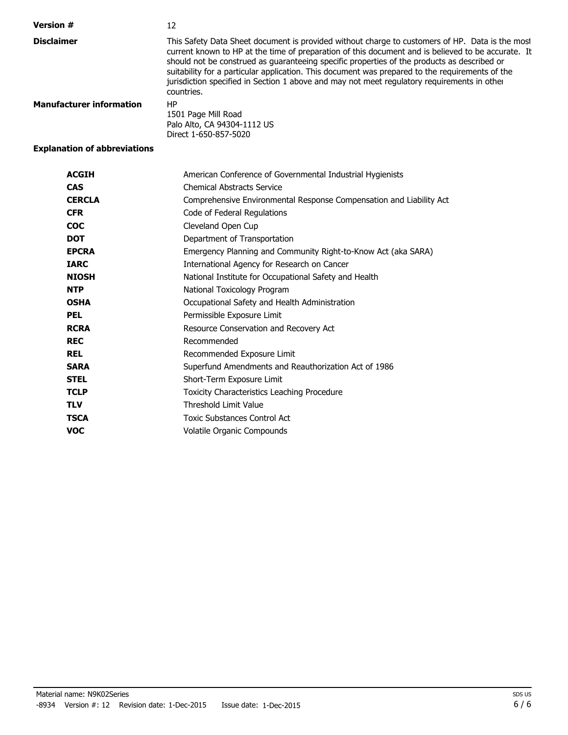**Version #** 12

**Disclaimer** This Safety Data Sheet document is provided without charge to customers of HP. Data is the most current known to HP at the time of preparation of this document and is believed to be accurate. It should not be construed as guaranteeing specific properties of the products as described or suitability for a particular application. This document was prepared to the requirements of the jurisdiction specified in Section 1 above and may not meet regulatory requirements in other countries.

**Manufacturer information** HP
1501 Page Mill Road
Palo Alto, CA 94304-1112 US
Direct 1-650-857-5020

**Explanation of abbreviations**

| | |
|---|---|
| **ACGIH** | American Conference of Governmental Industrial Hygienists |
| **CAS** | Chemical Abstracts Service |
| **CERCLA** | Comprehensive Environmental Response Compensation and Liability Act |
| **CFR** | Code of Federal Regulations |
| **COC** | Cleveland Open Cup |
| **DOT** | Department of Transportation |
| **EPCRA** | Emergency Planning and Community Right-to-Know Act (aka SARA) |
| **IARC** | International Agency for Research on Cancer |
| **NIOSH** | National Institute for Occupational Safety and Health |
| **NTP** | National Toxicology Program |
| **OSHA** | Occupational Safety and Health Administration |
| **PEL** | Permissible Exposure Limit |
| **RCRA** | Resource Conservation and Recovery Act |
| **REC** | Recommended |
| **REL** | Recommended Exposure Limit |
| **SARA** | Superfund Amendments and Reauthorization Act of 1986 |
| **STEL** | Short-Term Exposure Limit |
| **TCLP** | Toxicity Characteristics Leaching Procedure |
| **TLV** | Threshold Limit Value |
| **TSCA** | Toxic Substances Control Act |
| **VOC** | Volatile Organic Compounds |